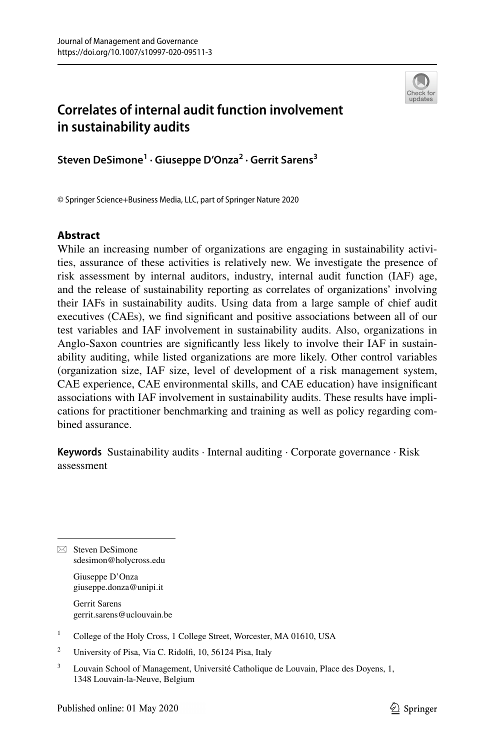# Correlates of internal audit function involvement in sustainability audits

**Steven DeSimone[1] · Giuseppe D'Onza[2] · Gerrit Sarens[3]**

© Springer Science+Business Media, LLC, part of Springer Nature 2020

## Abstract

While an increasing number of organizations are engaging in sustainability activities, assurance of these activities is relatively new. We investigate the presence of risk assessment by internal auditors, industry, internal audit function (IAF) age, and the release of sustainability reporting as correlates of organizations' involving their IAFs in sustainability audits. Using data from a large sample of chief audit executives (CAEs), we find significant and positive associations between all of our test variables and IAF involvement in sustainability audits. Also, organizations in Anglo-Saxon countries are significantly less likely to involve their IAF in sustainability auditing, while listed organizations are more likely. Other control variables (organization size, IAF size, level of development of a risk management system, CAE experience, CAE environmental skills, and CAE education) have insignificant associations with IAF involvement in sustainability audits. These results have implications for practitioner benchmarking and training as well as policy regarding combined assurance.

**Keywords** Sustainability audits · Internal auditing · Corporate governance · Risk assessment

---

✉ Steven DeSimone
sdesimon@holycross.edu

Giuseppe D'Onza
giuseppe.donza@unipi.it

Gerrit Sarens
gerrit.sarens@uclouvain.be

[1] College of the Holy Cross, 1 College Street, Worcester, MA 01610, USA

[2] University of Pisa, Via C. Ridolfi, 10, 56124 Pisa, Italy

[3] Louvain School of Management, Université Catholique de Louvain, Place des Doyens, 1, 1348 Louvain-la-Neuve, Belgium

Published online: 01 May 2020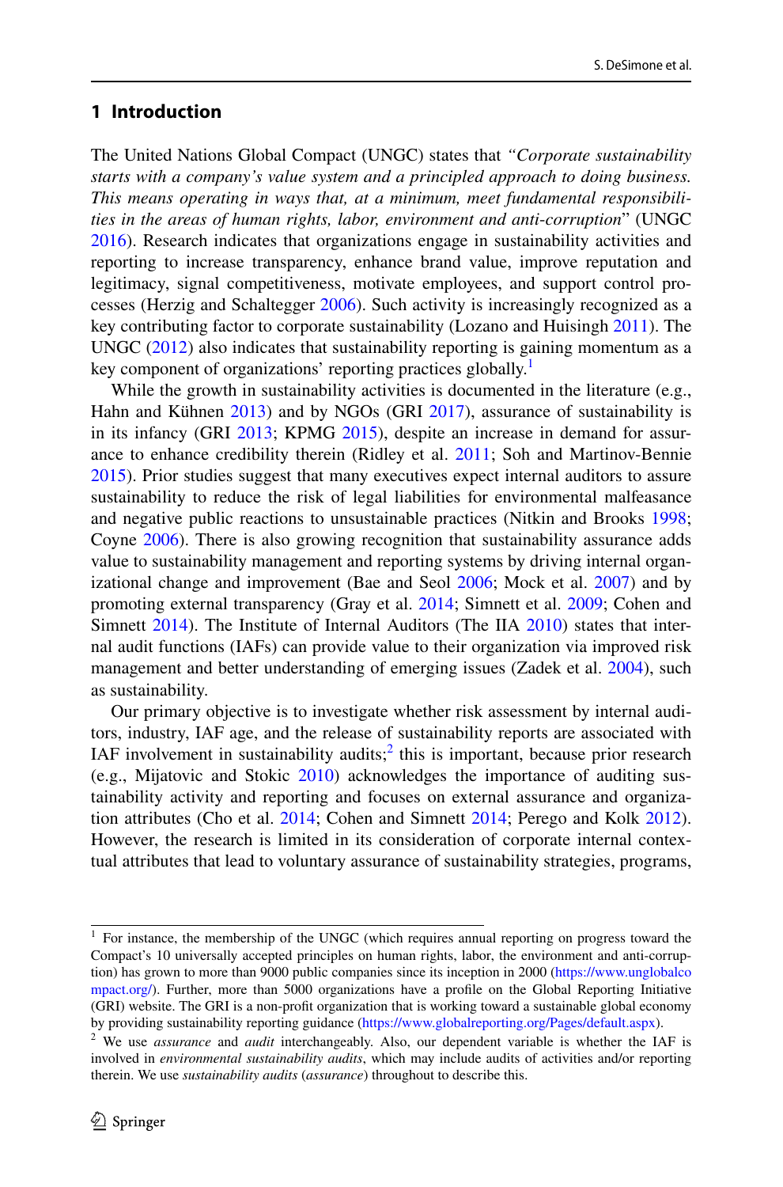## 1 Introduction

The United Nations Global Compact (UNGC) states that *"Corporate sustainability starts with a company's value system and a principled approach to doing business. This means operating in ways that, at a minimum, meet fundamental responsibilities in the areas of human rights, labor, environment and anti-corruption*" (UNGC 2016). Research indicates that organizations engage in sustainability activities and reporting to increase transparency, enhance brand value, improve reputation and legitimacy, signal competitiveness, motivate employees, and support control processes (Herzig and Schaltegger 2006). Such activity is increasingly recognized as a key contributing factor to corporate sustainability (Lozano and Huisingh 2011). The UNGC (2012) also indicates that sustainability reporting is gaining momentum as a key component of organizations' reporting practices globally.[1]

While the growth in sustainability activities is documented in the literature (e.g., Hahn and Kühnen 2013) and by NGOs (GRI 2017), assurance of sustainability is in its infancy (GRI 2013; KPMG 2015), despite an increase in demand for assurance to enhance credibility therein (Ridley et al. 2011; Soh and Martinov-Bennie 2015). Prior studies suggest that many executives expect internal auditors to assure sustainability to reduce the risk of legal liabilities for environmental malfeasance and negative public reactions to unsustainable practices (Nitkin and Brooks 1998; Coyne 2006). There is also growing recognition that sustainability assurance adds value to sustainability management and reporting systems by driving internal organizational change and improvement (Bae and Seol 2006; Mock et al. 2007) and by promoting external transparency (Gray et al. 2014; Simnett et al. 2009; Cohen and Simnett 2014). The Institute of Internal Auditors (The IIA 2010) states that internal audit functions (IAFs) can provide value to their organization via improved risk management and better understanding of emerging issues (Zadek et al. 2004), such as sustainability.

Our primary objective is to investigate whether risk assessment by internal auditors, industry, IAF age, and the release of sustainability reports are associated with IAF involvement in sustainability audits;[2] this is important, because prior research (e.g., Mijatovic and Stokic 2010) acknowledges the importance of auditing sustainability activity and reporting and focuses on external assurance and organization attributes (Cho et al. 2014; Cohen and Simnett 2014; Perego and Kolk 2012). However, the research is limited in its consideration of corporate internal contextual attributes that lead to voluntary assurance of sustainability strategies, programs,

---

[1] For instance, the membership of the UNGC (which requires annual reporting on progress toward the Compact's 10 universally accepted principles on human rights, labor, the environment and anti-corruption) has grown to more than 9000 public companies since its inception in 2000 (https://www.unglobalcompact.org/). Further, more than 5000 organizations have a profile on the Global Reporting Initiative (GRI) website. The GRI is a non-profit organization that is working toward a sustainable global economy by providing sustainability reporting guidance (https://www.globalreporting.org/Pages/default.aspx).

[2] We use *assurance* and *audit* interchangeably. Also, our dependent variable is whether the IAF is involved in *environmental sustainability audits*, which may include audits of activities and/or reporting therein. We use *sustainability audits* (*assurance*) throughout to describe this.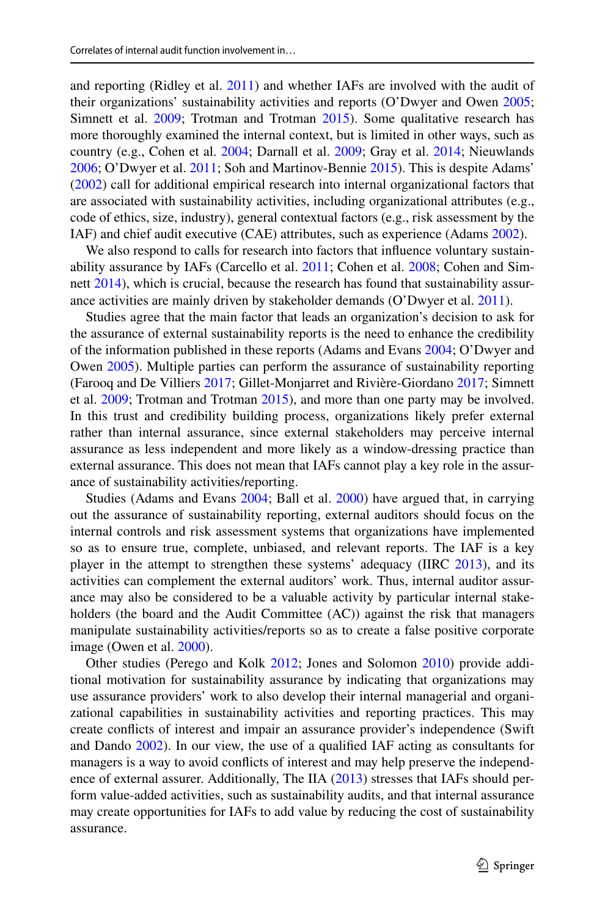and reporting (Ridley et al. 2011) and whether IAFs are involved with the audit of their organizations' sustainability activities and reports (O'Dwyer and Owen 2005; Simnett et al. 2009; Trotman and Trotman 2015). Some qualitative research has more thoroughly examined the internal context, but is limited in other ways, such as country (e.g., Cohen et al. 2004; Darnall et al. 2009; Gray et al. 2014; Nieuwlands 2006; O'Dwyer et al. 2011; Soh and Martinov-Bennie 2015). This is despite Adams' (2002) call for additional empirical research into internal organizational factors that are associated with sustainability activities, including organizational attributes (e.g., code of ethics, size, industry), general contextual factors (e.g., risk assessment by the IAF) and chief audit executive (CAE) attributes, such as experience (Adams 2002).

We also respond to calls for research into factors that influence voluntary sustainability assurance by IAFs (Carcello et al. 2011; Cohen et al. 2008; Cohen and Simnett 2014), which is crucial, because the research has found that sustainability assurance activities are mainly driven by stakeholder demands (O'Dwyer et al. 2011).

Studies agree that the main factor that leads an organization's decision to ask for the assurance of external sustainability reports is the need to enhance the credibility of the information published in these reports (Adams and Evans 2004; O'Dwyer and Owen 2005). Multiple parties can perform the assurance of sustainability reporting (Farooq and De Villiers 2017; Gillet-Monjarret and Rivière-Giordano 2017; Simnett et al. 2009; Trotman and Trotman 2015), and more than one party may be involved. In this trust and credibility building process, organizations likely prefer external rather than internal assurance, since external stakeholders may perceive internal assurance as less independent and more likely as a window-dressing practice than external assurance. This does not mean that IAFs cannot play a key role in the assurance of sustainability activities/reporting.

Studies (Adams and Evans 2004; Ball et al. 2000) have argued that, in carrying out the assurance of sustainability reporting, external auditors should focus on the internal controls and risk assessment systems that organizations have implemented so as to ensure true, complete, unbiased, and relevant reports. The IAF is a key player in the attempt to strengthen these systems' adequacy (IIRC 2013), and its activities can complement the external auditors' work. Thus, internal auditor assurance may also be considered to be a valuable activity by particular internal stakeholders (the board and the Audit Committee (AC)) against the risk that managers manipulate sustainability activities/reports so as to create a false positive corporate image (Owen et al. 2000).

Other studies (Perego and Kolk 2012; Jones and Solomon 2010) provide additional motivation for sustainability assurance by indicating that organizations may use assurance providers' work to also develop their internal managerial and organizational capabilities in sustainability activities and reporting practices. This may create conflicts of interest and impair an assurance provider's independence (Swift and Dando 2002). In our view, the use of a qualified IAF acting as consultants for managers is a way to avoid conflicts of interest and may help preserve the independence of external assurer. Additionally, The IIA (2013) stresses that IAFs should perform value-added activities, such as sustainability audits, and that internal assurance may create opportunities for IAFs to add value by reducing the cost of sustainability assurance.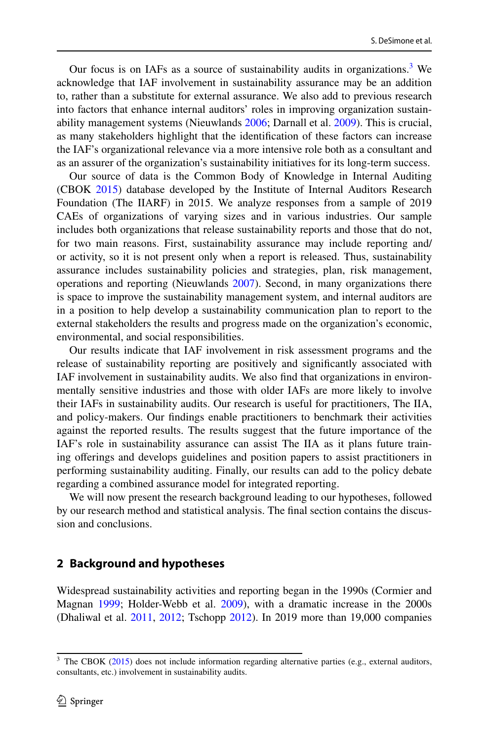Our focus is on IAFs as a source of sustainability audits in organizations.[3] We acknowledge that IAF involvement in sustainability assurance may be an addition to, rather than a substitute for external assurance. We also add to previous research into factors that enhance internal auditors' roles in improving organization sustainability management systems (Nieuwlands 2006; Darnall et al. 2009). This is crucial, as many stakeholders highlight that the identification of these factors can increase the IAF's organizational relevance via a more intensive role both as a consultant and as an assurer of the organization's sustainability initiatives for its long-term success.

Our source of data is the Common Body of Knowledge in Internal Auditing (CBOK 2015) database developed by the Institute of Internal Auditors Research Foundation (The IIARF) in 2015. We analyze responses from a sample of 2019 CAEs of organizations of varying sizes and in various industries. Our sample includes both organizations that release sustainability reports and those that do not, for two main reasons. First, sustainability assurance may include reporting and/or activity, so it is not present only when a report is released. Thus, sustainability assurance includes sustainability policies and strategies, plan, risk management, operations and reporting (Nieuwlands 2007). Second, in many organizations there is space to improve the sustainability management system, and internal auditors are in a position to help develop a sustainability communication plan to report to the external stakeholders the results and progress made on the organization's economic, environmental, and social responsibilities.

Our results indicate that IAF involvement in risk assessment programs and the release of sustainability reporting are positively and significantly associated with IAF involvement in sustainability audits. We also find that organizations in environmentally sensitive industries and those with older IAFs are more likely to involve their IAFs in sustainability audits. Our research is useful for practitioners, The IIA, and policy-makers. Our findings enable practitioners to benchmark their activities against the reported results. The results suggest that the future importance of the IAF's role in sustainability assurance can assist The IIA as it plans future training offerings and develops guidelines and position papers to assist practitioners in performing sustainability auditing. Finally, our results can add to the policy debate regarding a combined assurance model for integrated reporting.

We will now present the research background leading to our hypotheses, followed by our research method and statistical analysis. The final section contains the discussion and conclusions.

## 2 Background and hypotheses

Widespread sustainability activities and reporting began in the 1990s (Cormier and Magnan 1999; Holder-Webb et al. 2009), with a dramatic increase in the 2000s (Dhaliwal et al. 2011, 2012; Tschopp 2012). In 2019 more than 19,000 companies

---

[3] The CBOK (2015) does not include information regarding alternative parties (e.g., external auditors, consultants, etc.) involvement in sustainability audits.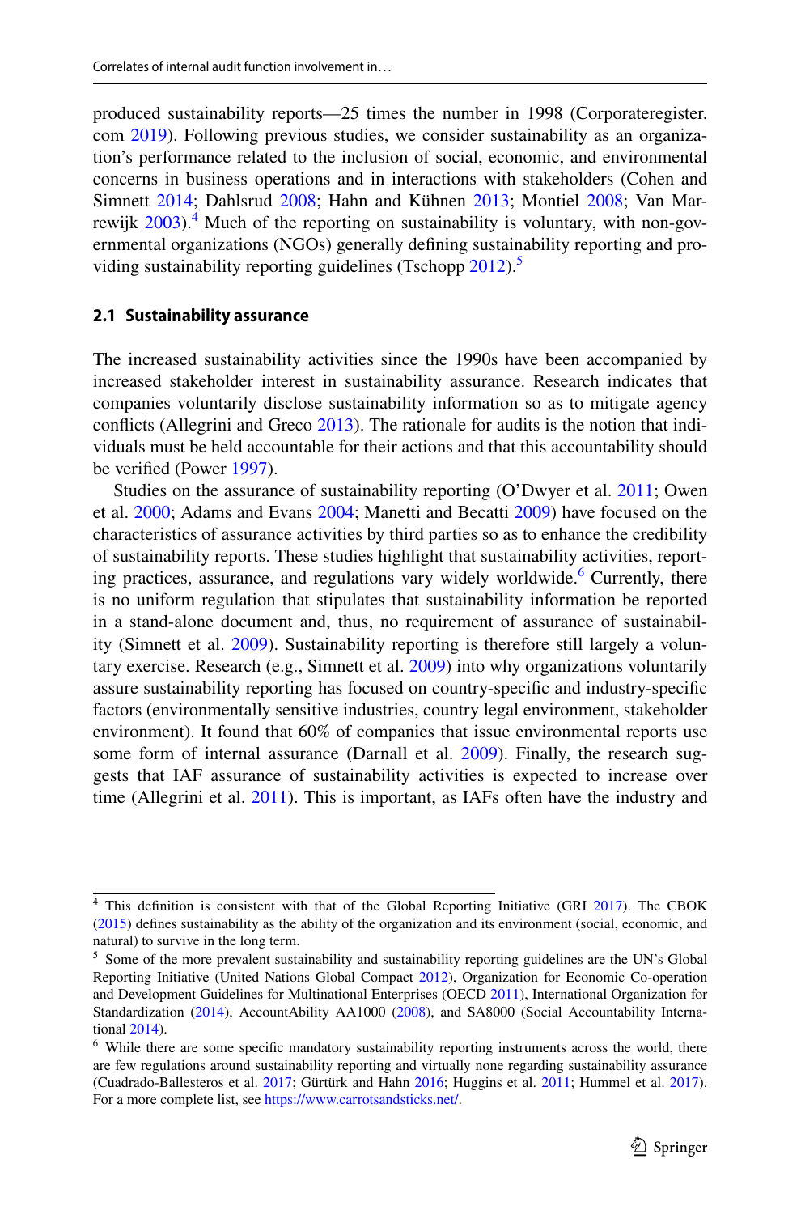produced sustainability reports—25 times the number in 1998 (Corporateregister.com 2019). Following previous studies, we consider sustainability as an organization's performance related to the inclusion of social, economic, and environmental concerns in business operations and in interactions with stakeholders (Cohen and Simnett 2014; Dahlsrud 2008; Hahn and Kühnen 2013; Montiel 2008; Van Marrewijk 2003).[4] Much of the reporting on sustainability is voluntary, with non-governmental organizations (NGOs) generally defining sustainability reporting and providing sustainability reporting guidelines (Tschopp 2012).[5]

### 2.1 Sustainability assurance

The increased sustainability activities since the 1990s have been accompanied by increased stakeholder interest in sustainability assurance. Research indicates that companies voluntarily disclose sustainability information so as to mitigate agency conflicts (Allegrini and Greco 2013). The rationale for audits is the notion that individuals must be held accountable for their actions and that this accountability should be verified (Power 1997).

Studies on the assurance of sustainability reporting (O'Dwyer et al. 2011; Owen et al. 2000; Adams and Evans 2004; Manetti and Becatti 2009) have focused on the characteristics of assurance activities by third parties so as to enhance the credibility of sustainability reports. These studies highlight that sustainability activities, reporting practices, assurance, and regulations vary widely worldwide.[6] Currently, there is no uniform regulation that stipulates that sustainability information be reported in a stand-alone document and, thus, no requirement of assurance of sustainability (Simnett et al. 2009). Sustainability reporting is therefore still largely a voluntary exercise. Research (e.g., Simnett et al. 2009) into why organizations voluntarily assure sustainability reporting has focused on country-specific and industry-specific factors (environmentally sensitive industries, country legal environment, stakeholder environment). It found that 60% of companies that issue environmental reports use some form of internal assurance (Darnall et al. 2009). Finally, the research suggests that IAF assurance of sustainability activities is expected to increase over time (Allegrini et al. 2011). This is important, as IAFs often have the industry and

---

[4] This definition is consistent with that of the Global Reporting Initiative (GRI 2017). The CBOK (2015) defines sustainability as the ability of the organization and its environment (social, economic, and natural) to survive in the long term.

[5] Some of the more prevalent sustainability and sustainability reporting guidelines are the UN's Global Reporting Initiative (United Nations Global Compact 2012), Organization for Economic Co-operation and Development Guidelines for Multinational Enterprises (OECD 2011), International Organization for Standardization (2014), AccountAbility AA1000 (2008), and SA8000 (Social Accountability International 2014).

[6] While there are some specific mandatory sustainability reporting instruments across the world, there are few regulations around sustainability reporting and virtually none regarding sustainability assurance (Cuadrado-Ballesteros et al. 2017; Gürtürk and Hahn 2016; Huggins et al. 2011; Hummel et al. 2017). For a more complete list, see https://www.carrotsandsticks.net/.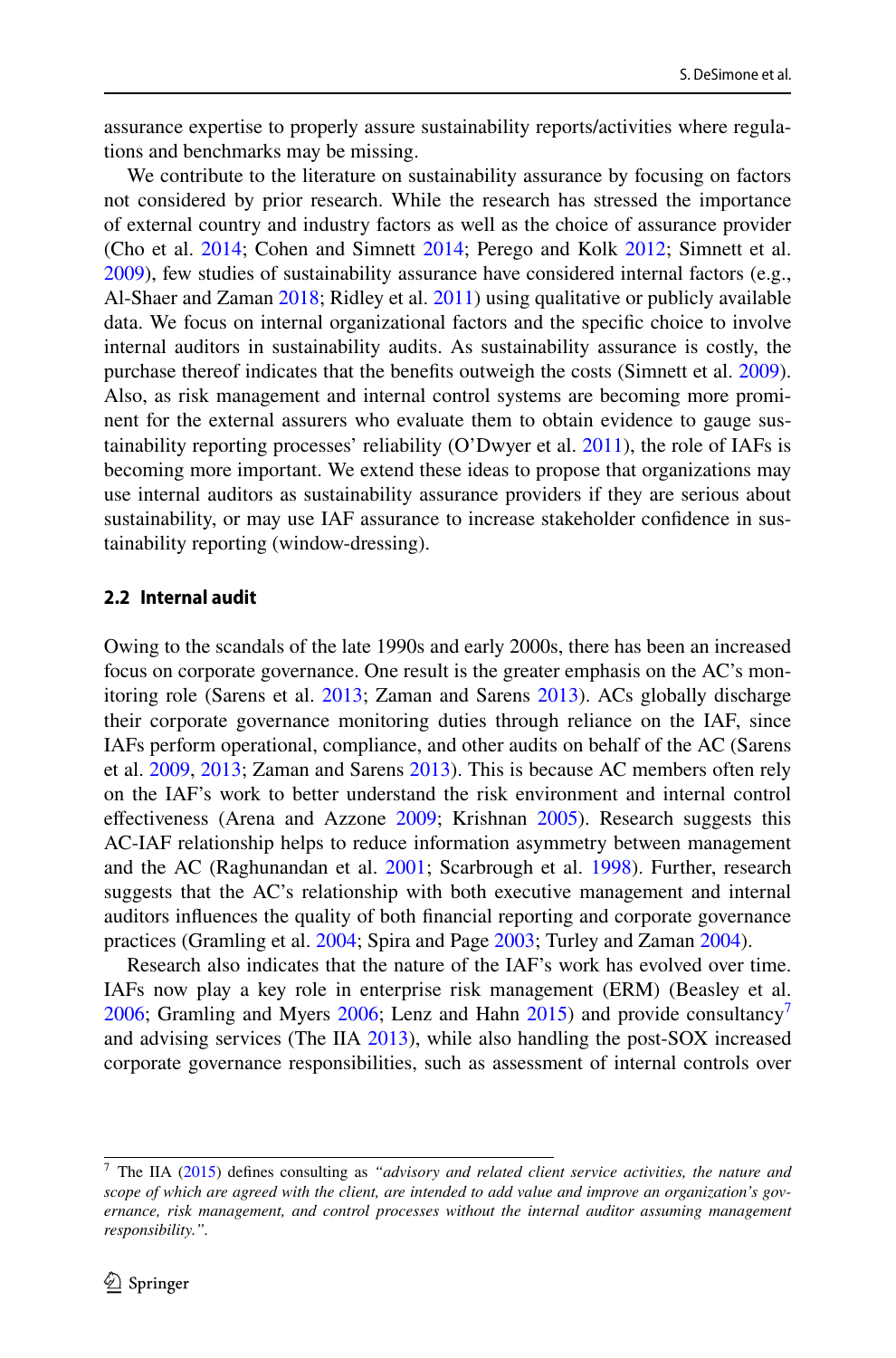assurance expertise to properly assure sustainability reports/activities where regulations and benchmarks may be missing.

We contribute to the literature on sustainability assurance by focusing on factors not considered by prior research. While the research has stressed the importance of external country and industry factors as well as the choice of assurance provider (Cho et al. 2014; Cohen and Simnett 2014; Perego and Kolk 2012; Simnett et al. 2009), few studies of sustainability assurance have considered internal factors (e.g., Al-Shaer and Zaman 2018; Ridley et al. 2011) using qualitative or publicly available data. We focus on internal organizational factors and the specific choice to involve internal auditors in sustainability audits. As sustainability assurance is costly, the purchase thereof indicates that the benefits outweigh the costs (Simnett et al. 2009). Also, as risk management and internal control systems are becoming more prominent for the external assurers who evaluate them to obtain evidence to gauge sustainability reporting processes' reliability (O'Dwyer et al. 2011), the role of IAFs is becoming more important. We extend these ideas to propose that organizations may use internal auditors as sustainability assurance providers if they are serious about sustainability, or may use IAF assurance to increase stakeholder confidence in sustainability reporting (window-dressing).

### 2.2 Internal audit

Owing to the scandals of the late 1990s and early 2000s, there has been an increased focus on corporate governance. One result is the greater emphasis on the AC's monitoring role (Sarens et al. 2013; Zaman and Sarens 2013). ACs globally discharge their corporate governance monitoring duties through reliance on the IAF, since IAFs perform operational, compliance, and other audits on behalf of the AC (Sarens et al. 2009, 2013; Zaman and Sarens 2013). This is because AC members often rely on the IAF's work to better understand the risk environment and internal control effectiveness (Arena and Azzone 2009; Krishnan 2005). Research suggests this AC-IAF relationship helps to reduce information asymmetry between management and the AC (Raghunandan et al. 2001; Scarbrough et al. 1998). Further, research suggests that the AC's relationship with both executive management and internal auditors influences the quality of both financial reporting and corporate governance practices (Gramling et al. 2004; Spira and Page 2003; Turley and Zaman 2004).

Research also indicates that the nature of the IAF's work has evolved over time. IAFs now play a key role in enterprise risk management (ERM) (Beasley et al. 2006; Gramling and Myers 2006; Lenz and Hahn 2015) and provide consultancy[7] and advising services (The IIA 2013), while also handling the post-SOX increased corporate governance responsibilities, such as assessment of internal controls over

[7] The IIA (2015) defines consulting as *"advisory and related client service activities, the nature and scope of which are agreed with the client, are intended to add value and improve an organization's governance, risk management, and control processes without the internal auditor assuming management responsibility."*.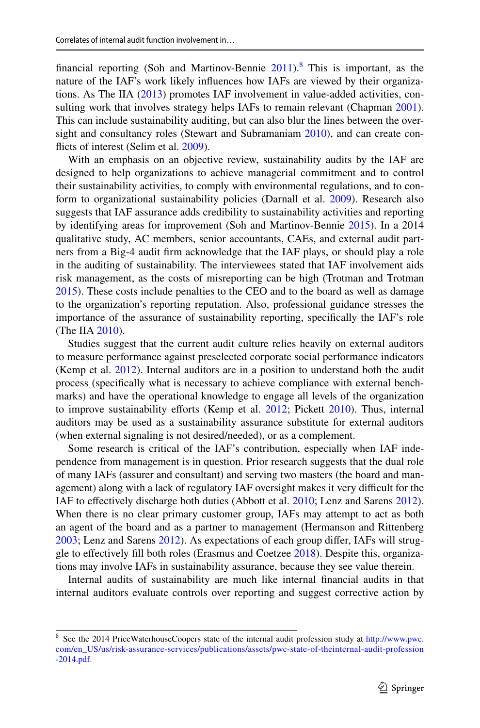financial reporting (Soh and Martinov-Bennie 2011).[8] This is important, as the nature of the IAF's work likely influences how IAFs are viewed by their organizations. As The IIA (2013) promotes IAF involvement in value-added activities, consulting work that involves strategy helps IAFs to remain relevant (Chapman 2001). This can include sustainability auditing, but can also blur the lines between the oversight and consultancy roles (Stewart and Subramaniam 2010), and can create conflicts of interest (Selim et al. 2009).

With an emphasis on an objective review, sustainability audits by the IAF are designed to help organizations to achieve managerial commitment and to control their sustainability activities, to comply with environmental regulations, and to conform to organizational sustainability policies (Darnall et al. 2009). Research also suggests that IAF assurance adds credibility to sustainability activities and reporting by identifying areas for improvement (Soh and Martinov-Bennie 2015). In a 2014 qualitative study, AC members, senior accountants, CAEs, and external audit partners from a Big-4 audit firm acknowledge that the IAF plays, or should play a role in the auditing of sustainability. The interviewees stated that IAF involvement aids risk management, as the costs of misreporting can be high (Trotman and Trotman 2015). These costs include penalties to the CEO and to the board as well as damage to the organization's reporting reputation. Also, professional guidance stresses the importance of the assurance of sustainability reporting, specifically the IAF's role (The IIA 2010).

Studies suggest that the current audit culture relies heavily on external auditors to measure performance against preselected corporate social performance indicators (Kemp et al. 2012). Internal auditors are in a position to understand both the audit process (specifically what is necessary to achieve compliance with external benchmarks) and have the operational knowledge to engage all levels of the organization to improve sustainability efforts (Kemp et al. 2012; Pickett 2010). Thus, internal auditors may be used as a sustainability assurance substitute for external auditors (when external signaling is not desired/needed), or as a complement.

Some research is critical of the IAF's contribution, especially when IAF independence from management is in question. Prior research suggests that the dual role of many IAFs (assurer and consultant) and serving two masters (the board and management) along with a lack of regulatory IAF oversight makes it very difficult for the IAF to effectively discharge both duties (Abbott et al. 2010; Lenz and Sarens 2012). When there is no clear primary customer group, IAFs may attempt to act as both an agent of the board and as a partner to management (Hermanson and Rittenberg 2003; Lenz and Sarens 2012). As expectations of each group differ, IAFs will struggle to effectively fill both roles (Erasmus and Coetzee 2018). Despite this, organizations may involve IAFs in sustainability assurance, because they see value therein.

Internal audits of sustainability are much like internal financial audits in that internal auditors evaluate controls over reporting and suggest corrective action by

---

[8] See the 2014 PriceWaterhouseCoopers state of the internal audit profession study at http://www.pwc.com/en_US/us/risk-assurance-services/publications/assets/pwc-state-of-theinternal-audit-profession-2014.pdf.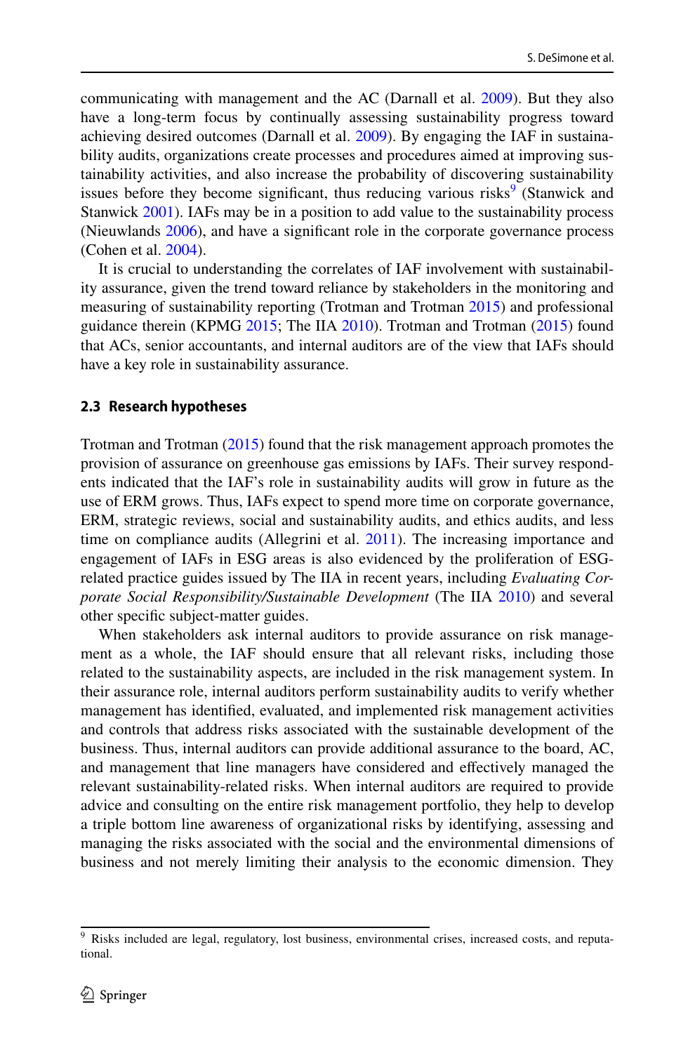communicating with management and the AC (Darnall et al. 2009). But they also have a long-term focus by continually assessing sustainability progress toward achieving desired outcomes (Darnall et al. 2009). By engaging the IAF in sustainability audits, organizations create processes and procedures aimed at improving sustainability activities, and also increase the probability of discovering sustainability issues before they become significant, thus reducing various risks[9] (Stanwick and Stanwick 2001). IAFs may be in a position to add value to the sustainability process (Nieuwlands 2006), and have a significant role in the corporate governance process (Cohen et al. 2004).

It is crucial to understanding the correlates of IAF involvement with sustainability assurance, given the trend toward reliance by stakeholders in the monitoring and measuring of sustainability reporting (Trotman and Trotman 2015) and professional guidance therein (KPMG 2015; The IIA 2010). Trotman and Trotman (2015) found that ACs, senior accountants, and internal auditors are of the view that IAFs should have a key role in sustainability assurance.

### 2.3 Research hypotheses

Trotman and Trotman (2015) found that the risk management approach promotes the provision of assurance on greenhouse gas emissions by IAFs. Their survey respondents indicated that the IAF's role in sustainability audits will grow in future as the use of ERM grows. Thus, IAFs expect to spend more time on corporate governance, ERM, strategic reviews, social and sustainability audits, and ethics audits, and less time on compliance audits (Allegrini et al. 2011). The increasing importance and engagement of IAFs in ESG areas is also evidenced by the proliferation of ESG-related practice guides issued by The IIA in recent years, including *Evaluating Corporate Social Responsibility/Sustainable Development* (The IIA 2010) and several other specific subject-matter guides.

When stakeholders ask internal auditors to provide assurance on risk management as a whole, the IAF should ensure that all relevant risks, including those related to the sustainability aspects, are included in the risk management system. In their assurance role, internal auditors perform sustainability audits to verify whether management has identified, evaluated, and implemented risk management activities and controls that address risks associated with the sustainable development of the business. Thus, internal auditors can provide additional assurance to the board, AC, and management that line managers have considered and effectively managed the relevant sustainability-related risks. When internal auditors are required to provide advice and consulting on the entire risk management portfolio, they help to develop a triple bottom line awareness of organizational risks by identifying, assessing and managing the risks associated with the social and the environmental dimensions of business and not merely limiting their analysis to the economic dimension. They

---

[9] Risks included are legal, regulatory, lost business, environmental crises, increased costs, and reputational.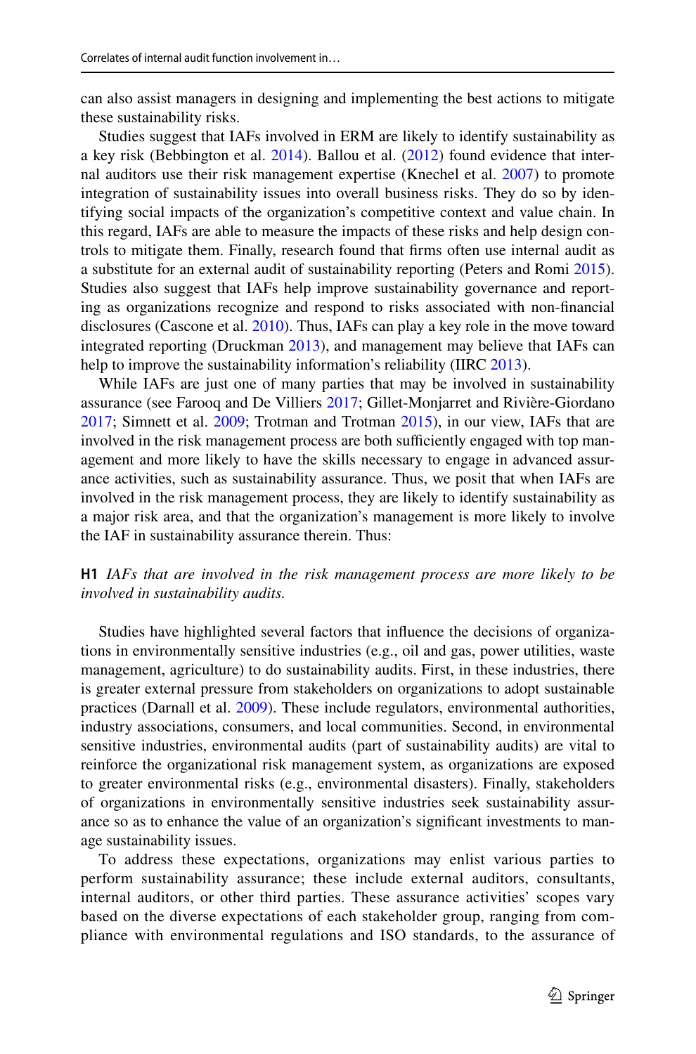can also assist managers in designing and implementing the best actions to mitigate these sustainability risks.

Studies suggest that IAFs involved in ERM are likely to identify sustainability as a key risk (Bebbington et al. 2014). Ballou et al. (2012) found evidence that internal auditors use their risk management expertise (Knechel et al. 2007) to promote integration of sustainability issues into overall business risks. They do so by identifying social impacts of the organization's competitive context and value chain. In this regard, IAFs are able to measure the impacts of these risks and help design controls to mitigate them. Finally, research found that firms often use internal audit as a substitute for an external audit of sustainability reporting (Peters and Romi 2015). Studies also suggest that IAFs help improve sustainability governance and reporting as organizations recognize and respond to risks associated with non-financial disclosures (Cascone et al. 2010). Thus, IAFs can play a key role in the move toward integrated reporting (Druckman 2013), and management may believe that IAFs can help to improve the sustainability information's reliability (IIRC 2013).

While IAFs are just one of many parties that may be involved in sustainability assurance (see Farooq and De Villiers 2017; Gillet-Monjarret and Rivière-Giordano 2017; Simnett et al. 2009; Trotman and Trotman 2015), in our view, IAFs that are involved in the risk management process are both sufficiently engaged with top management and more likely to have the skills necessary to engage in advanced assurance activities, such as sustainability assurance. Thus, we posit that when IAFs are involved in the risk management process, they are likely to identify sustainability as a major risk area, and that the organization's management is more likely to involve the IAF in sustainability assurance therein. Thus:

**H1** *IAFs that are involved in the risk management process are more likely to be involved in sustainability audits.*

Studies have highlighted several factors that influence the decisions of organizations in environmentally sensitive industries (e.g., oil and gas, power utilities, waste management, agriculture) to do sustainability audits. First, in these industries, there is greater external pressure from stakeholders on organizations to adopt sustainable practices (Darnall et al. 2009). These include regulators, environmental authorities, industry associations, consumers, and local communities. Second, in environmental sensitive industries, environmental audits (part of sustainability audits) are vital to reinforce the organizational risk management system, as organizations are exposed to greater environmental risks (e.g., environmental disasters). Finally, stakeholders of organizations in environmentally sensitive industries seek sustainability assurance so as to enhance the value of an organization's significant investments to manage sustainability issues.

To address these expectations, organizations may enlist various parties to perform sustainability assurance; these include external auditors, consultants, internal auditors, or other third parties. These assurance activities' scopes vary based on the diverse expectations of each stakeholder group, ranging from compliance with environmental regulations and ISO standards, to the assurance of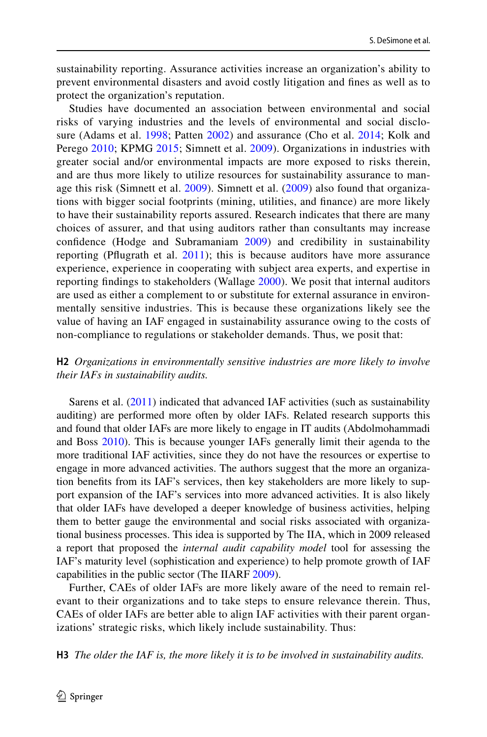sustainability reporting. Assurance activities increase an organization's ability to prevent environmental disasters and avoid costly litigation and fines as well as to protect the organization's reputation.

Studies have documented an association between environmental and social risks of varying industries and the levels of environmental and social disclosure (Adams et al. 1998; Patten 2002) and assurance (Cho et al. 2014; Kolk and Perego 2010; KPMG 2015; Simnett et al. 2009). Organizations in industries with greater social and/or environmental impacts are more exposed to risks therein, and are thus more likely to utilize resources for sustainability assurance to manage this risk (Simnett et al. 2009). Simnett et al. (2009) also found that organizations with bigger social footprints (mining, utilities, and finance) are more likely to have their sustainability reports assured. Research indicates that there are many choices of assurer, and that using auditors rather than consultants may increase confidence (Hodge and Subramaniam 2009) and credibility in sustainability reporting (Pflugrath et al. 2011); this is because auditors have more assurance experience, experience in cooperating with subject area experts, and expertise in reporting findings to stakeholders (Wallage 2000). We posit that internal auditors are used as either a complement to or substitute for external assurance in environmentally sensitive industries. This is because these organizations likely see the value of having an IAF engaged in sustainability assurance owing to the costs of non-compliance to regulations or stakeholder demands. Thus, we posit that:

**H2** *Organizations in environmentally sensitive industries are more likely to involve their IAFs in sustainability audits.*

Sarens et al. (2011) indicated that advanced IAF activities (such as sustainability auditing) are performed more often by older IAFs. Related research supports this and found that older IAFs are more likely to engage in IT audits (Abdolmohammadi and Boss 2010). This is because younger IAFs generally limit their agenda to the more traditional IAF activities, since they do not have the resources or expertise to engage in more advanced activities. The authors suggest that the more an organization benefits from its IAF's services, then key stakeholders are more likely to support expansion of the IAF's services into more advanced activities. It is also likely that older IAFs have developed a deeper knowledge of business activities, helping them to better gauge the environmental and social risks associated with organizational business processes. This idea is supported by The IIA, which in 2009 released a report that proposed the *internal audit capability model* tool for assessing the IAF's maturity level (sophistication and experience) to help promote growth of IAF capabilities in the public sector (The IIARF 2009).

Further, CAEs of older IAFs are more likely aware of the need to remain relevant to their organizations and to take steps to ensure relevance therein. Thus, CAEs of older IAFs are better able to align IAF activities with their parent organizations' strategic risks, which likely include sustainability. Thus:

**H3** *The older the IAF is, the more likely it is to be involved in sustainability audits.*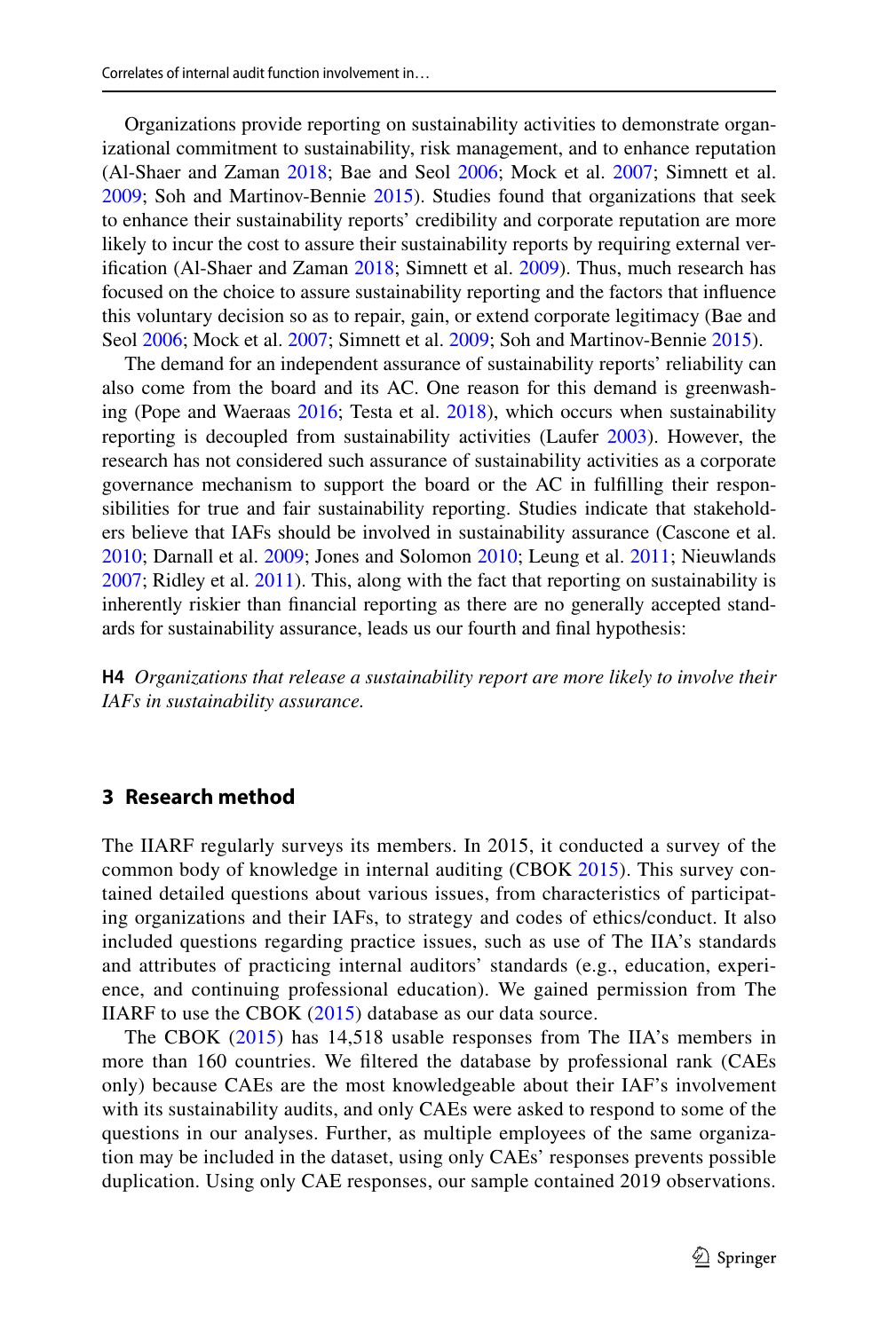Organizations provide reporting on sustainability activities to demonstrate organizational commitment to sustainability, risk management, and to enhance reputation (Al-Shaer and Zaman 2018; Bae and Seol 2006; Mock et al. 2007; Simnett et al. 2009; Soh and Martinov-Bennie 2015). Studies found that organizations that seek to enhance their sustainability reports' credibility and corporate reputation are more likely to incur the cost to assure their sustainability reports by requiring external verification (Al-Shaer and Zaman 2018; Simnett et al. 2009). Thus, much research has focused on the choice to assure sustainability reporting and the factors that influence this voluntary decision so as to repair, gain, or extend corporate legitimacy (Bae and Seol 2006; Mock et al. 2007; Simnett et al. 2009; Soh and Martinov-Bennie 2015).

The demand for an independent assurance of sustainability reports' reliability can also come from the board and its AC. One reason for this demand is greenwashing (Pope and Waeraas 2016; Testa et al. 2018), which occurs when sustainability reporting is decoupled from sustainability activities (Laufer 2003). However, the research has not considered such assurance of sustainability activities as a corporate governance mechanism to support the board or the AC in fulfilling their responsibilities for true and fair sustainability reporting. Studies indicate that stakeholders believe that IAFs should be involved in sustainability assurance (Cascone et al. 2010; Darnall et al. 2009; Jones and Solomon 2010; Leung et al. 2011; Nieuwlands 2007; Ridley et al. 2011). This, along with the fact that reporting on sustainability is inherently riskier than financial reporting as there are no generally accepted standards for sustainability assurance, leads us our fourth and final hypothesis:

**H4** *Organizations that release a sustainability report are more likely to involve their IAFs in sustainability assurance.*

## 3 Research method

The IIARF regularly surveys its members. In 2015, it conducted a survey of the common body of knowledge in internal auditing (CBOK 2015). This survey contained detailed questions about various issues, from characteristics of participating organizations and their IAFs, to strategy and codes of ethics/conduct. It also included questions regarding practice issues, such as use of The IIA's standards and attributes of practicing internal auditors' standards (e.g., education, experience, and continuing professional education). We gained permission from The IIARF to use the CBOK (2015) database as our data source.

The CBOK (2015) has 14,518 usable responses from The IIA's members in more than 160 countries. We filtered the database by professional rank (CAEs only) because CAEs are the most knowledgeable about their IAF's involvement with its sustainability audits, and only CAEs were asked to respond to some of the questions in our analyses. Further, as multiple employees of the same organization may be included in the dataset, using only CAEs' responses prevents possible duplication. Using only CAE responses, our sample contained 2019 observations.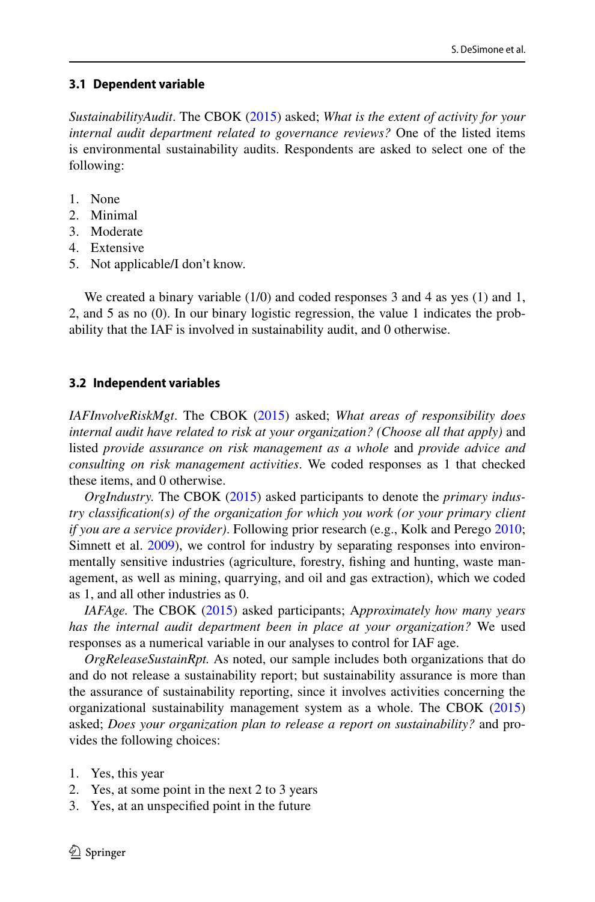### 3.1 Dependent variable

*SustainabilityAudit*. The CBOK (2015) asked; *What is the extent of activity for your internal audit department related to governance reviews?* One of the listed items is environmental sustainability audits. Respondents are asked to select one of the following:

1. None
2. Minimal
3. Moderate
4. Extensive
5. Not applicable/I don't know.

We created a binary variable (1/0) and coded responses 3 and 4 as yes (1) and 1, 2, and 5 as no (0). In our binary logistic regression, the value 1 indicates the probability that the IAF is involved in sustainability audit, and 0 otherwise.

### 3.2 Independent variables

*IAFInvolveRiskMgt*. The CBOK (2015) asked; *What areas of responsibility does internal audit have related to risk at your organization? (Choose all that apply)* and listed *provide assurance on risk management as a whole* and *provide advice and consulting on risk management activities*. We coded responses as 1 that checked these items, and 0 otherwise.

*OrgIndustry.* The CBOK (2015) asked participants to denote the *primary industry classification(s) of the organization for which you work (or your primary client if you are a service provider)*. Following prior research (e.g., Kolk and Perego 2010; Simnett et al. 2009), we control for industry by separating responses into environmentally sensitive industries (agriculture, forestry, fishing and hunting, waste management, as well as mining, quarrying, and oil and gas extraction), which we coded as 1, and all other industries as 0.

*IAFAge.* The CBOK (2015) asked participants; A*pproximately how many years has the internal audit department been in place at your organization?* We used responses as a numerical variable in our analyses to control for IAF age.

*OrgReleaseSustainRpt.* As noted, our sample includes both organizations that do and do not release a sustainability report; but sustainability assurance is more than the assurance of sustainability reporting, since it involves activities concerning the organizational sustainability management system as a whole. The CBOK (2015) asked; *Does your organization plan to release a report on sustainability?* and provides the following choices:

1. Yes, this year
2. Yes, at some point in the next 2 to 3 years
3. Yes, at an unspecified point in the future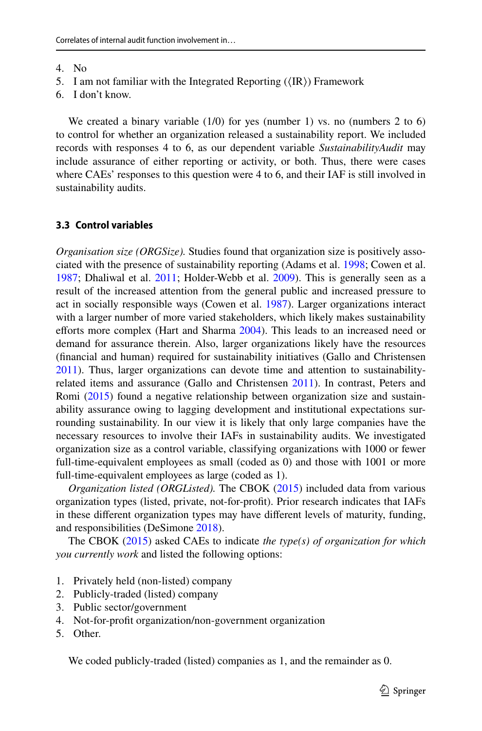4. No
5. I am not familiar with the Integrated Reporting (⟨IR⟩) Framework
6. I don't know.

We created a binary variable (1/0) for yes (number 1) vs. no (numbers 2 to 6) to control for whether an organization released a sustainability report. We included records with responses 4 to 6, as our dependent variable *SustainabilityAudit* may include assurance of either reporting or activity, or both. Thus, there were cases where CAEs' responses to this question were 4 to 6, and their IAF is still involved in sustainability audits.

### 3.3 Control variables

*Organisation size (ORGSize).* Studies found that organization size is positively associated with the presence of sustainability reporting (Adams et al. 1998; Cowen et al. 1987; Dhaliwal et al. 2011; Holder-Webb et al. 2009). This is generally seen as a result of the increased attention from the general public and increased pressure to act in socially responsible ways (Cowen et al. 1987). Larger organizations interact with a larger number of more varied stakeholders, which likely makes sustainability efforts more complex (Hart and Sharma 2004). This leads to an increased need or demand for assurance therein. Also, larger organizations likely have the resources (financial and human) required for sustainability initiatives (Gallo and Christensen 2011). Thus, larger organizations can devote time and attention to sustainability-related items and assurance (Gallo and Christensen 2011). In contrast, Peters and Romi (2015) found a negative relationship between organization size and sustainability assurance owing to lagging development and institutional expectations surrounding sustainability. In our view it is likely that only large companies have the necessary resources to involve their IAFs in sustainability audits. We investigated organization size as a control variable, classifying organizations with 1000 or fewer full-time-equivalent employees as small (coded as 0) and those with 1001 or more full-time-equivalent employees as large (coded as 1).

*Organization listed (ORGListed).* The CBOK (2015) included data from various organization types (listed, private, not-for-profit). Prior research indicates that IAFs in these different organization types may have different levels of maturity, funding, and responsibilities (DeSimone 2018).

The CBOK (2015) asked CAEs to indicate *the type(s) of organization for which you currently work* and listed the following options:

1. Privately held (non-listed) company
2. Publicly-traded (listed) company
3. Public sector/government
4. Not-for-profit organization/non-government organization
5. Other.

We coded publicly-traded (listed) companies as 1, and the remainder as 0.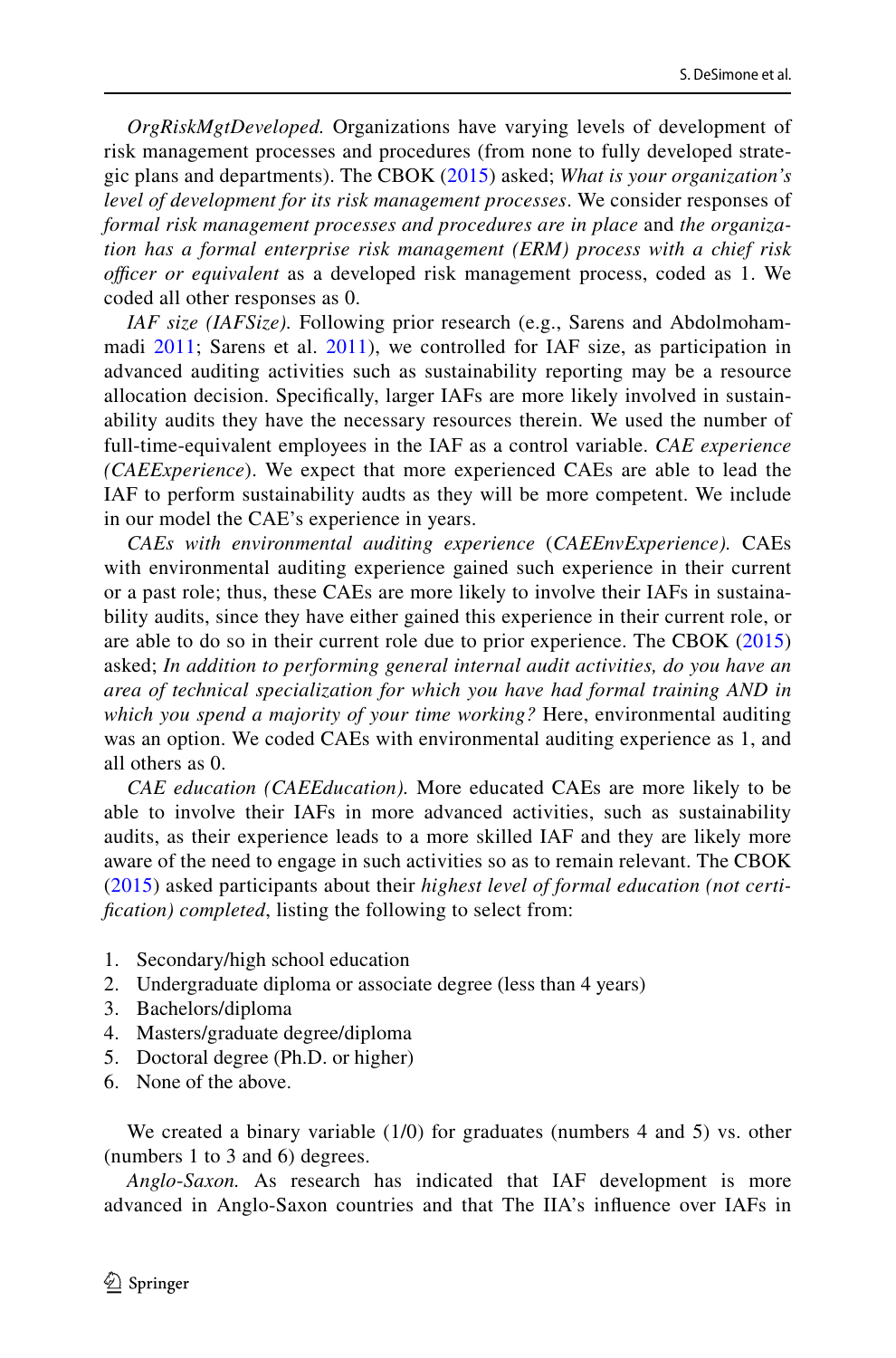*OrgRiskMgtDeveloped.* Organizations have varying levels of development of risk management processes and procedures (from none to fully developed strategic plans and departments). The CBOK (2015) asked; *What is your organization's level of development for its risk management processes*. We consider responses of *formal risk management processes and procedures are in place* and *the organization has a formal enterprise risk management (ERM) process with a chief risk officer or equivalent* as a developed risk management process, coded as 1. We coded all other responses as 0.

*IAF size (IAFSize).* Following prior research (e.g., Sarens and Abdolmohammadi 2011; Sarens et al. 2011), we controlled for IAF size, as participation in advanced auditing activities such as sustainability reporting may be a resource allocation decision. Specifically, larger IAFs are more likely involved in sustainability audits they have the necessary resources therein. We used the number of full-time-equivalent employees in the IAF as a control variable. *CAE experience (CAEExperience*). We expect that more experienced CAEs are able to lead the IAF to perform sustainability audts as they will be more competent. We include in our model the CAE's experience in years.

*CAEs with environmental auditing experience* (*CAEEnvExperience).* CAEs with environmental auditing experience gained such experience in their current or a past role; thus, these CAEs are more likely to involve their IAFs in sustainability audits, since they have either gained this experience in their current role, or are able to do so in their current role due to prior experience. The CBOK (2015) asked; *In addition to performing general internal audit activities, do you have an area of technical specialization for which you have had formal training AND in which you spend a majority of your time working?* Here, environmental auditing was an option. We coded CAEs with environmental auditing experience as 1, and all others as 0.

*CAE education (CAEEducation).* More educated CAEs are more likely to be able to involve their IAFs in more advanced activities, such as sustainability audits, as their experience leads to a more skilled IAF and they are likely more aware of the need to engage in such activities so as to remain relevant. The CBOK (2015) asked participants about their *highest level of formal education (not certification) completed*, listing the following to select from:

1. Secondary/high school education
2. Undergraduate diploma or associate degree (less than 4 years)
3. Bachelors/diploma
4. Masters/graduate degree/diploma
5. Doctoral degree (Ph.D. or higher)
6. None of the above.

We created a binary variable (1/0) for graduates (numbers 4 and 5) vs. other (numbers 1 to 3 and 6) degrees.

*Anglo-Saxon.* As research has indicated that IAF development is more advanced in Anglo-Saxon countries and that The IIA's influence over IAFs in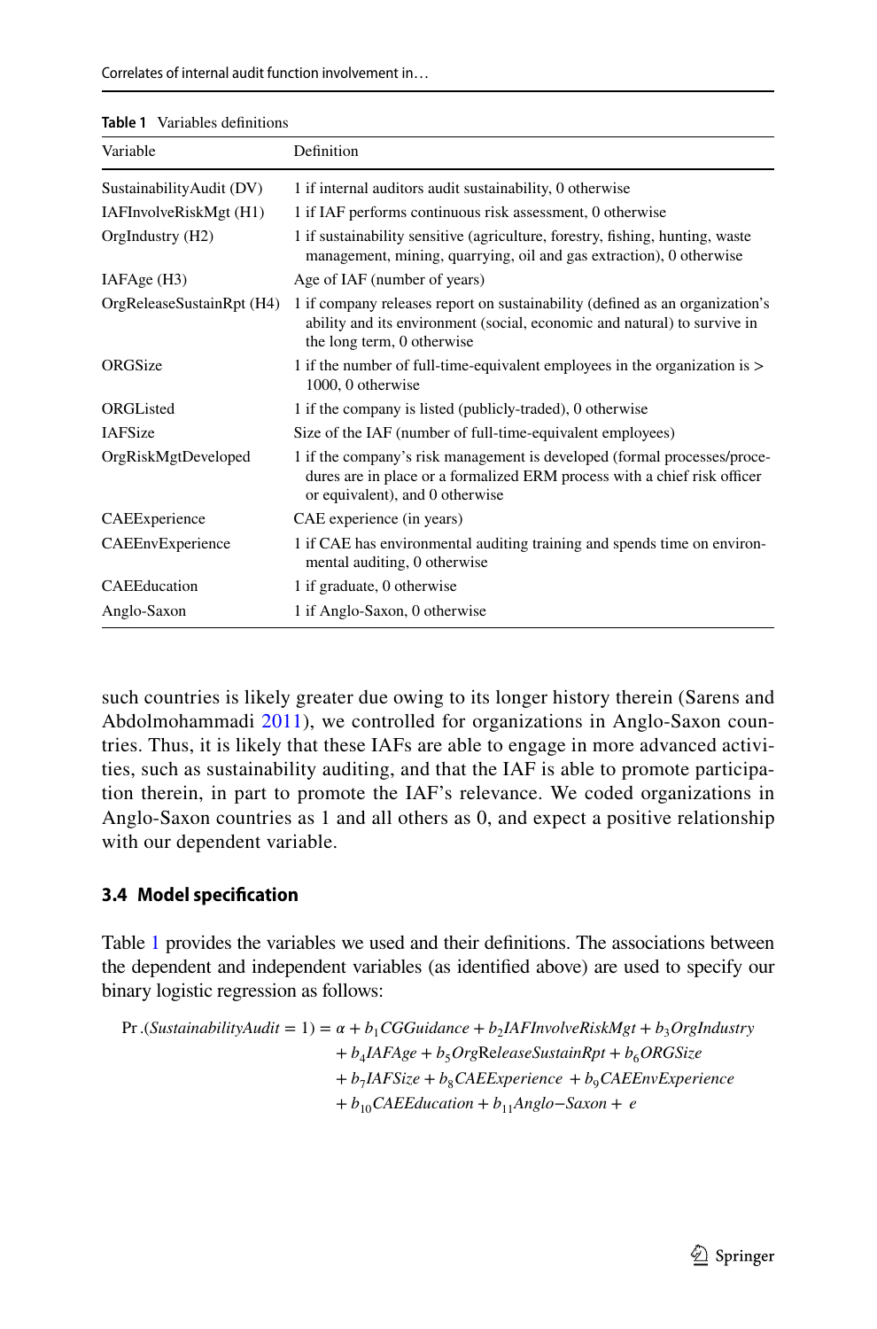**Table 1** Variables definitions

| Variable | Definition |
|---|---|
| SustainabilityAudit (DV) | 1 if internal auditors audit sustainability, 0 otherwise |
| IAFInvolveRiskMgt (H1) | 1 if IAF performs continuous risk assessment, 0 otherwise |
| OrgIndustry (H2) | 1 if sustainability sensitive (agriculture, forestry, fishing, hunting, waste management, mining, quarrying, oil and gas extraction), 0 otherwise |
| IAFAge (H3) | Age of IAF (number of years) |
| OrgReleaseSustainRpt (H4) | 1 if company releases report on sustainability (defined as an organization's ability and its environment (social, economic and natural) to survive in the long term, 0 otherwise |
| ORGSize | 1 if the number of full-time-equivalent employees in the organization is > 1000, 0 otherwise |
| ORGListed | 1 if the company is listed (publicly-traded), 0 otherwise |
| IAFSize | Size of the IAF (number of full-time-equivalent employees) |
| OrgRiskMgtDeveloped | 1 if the company's risk management is developed (formal processes/procedures are in place or a formalized ERM process with a chief risk officer or equivalent), and 0 otherwise |
| CAEExperience | CAE experience (in years) |
| CAEEnvExperience | 1 if CAE has environmental auditing training and spends time on environmental auditing, 0 otherwise |
| CAEEducation | 1 if graduate, 0 otherwise |
| Anglo-Saxon | 1 if Anglo-Saxon, 0 otherwise |

such countries is likely greater due owing to its longer history therein (Sarens and Abdolmohammadi 2011), we controlled for organizations in Anglo-Saxon countries. Thus, it is likely that these IAFs are able to engage in more advanced activities, such as sustainability auditing, and that the IAF is able to promote participation therein, in part to promote the IAF's relevance. We coded organizations in Anglo-Saxon countries as 1 and all others as 0, and expect a positive relationship with our dependent variable.

### 3.4 Model specification

Table 1 provides the variables we used and their definitions. The associations between the dependent and independent variables (as identified above) are used to specify our binary logistic regression as follows:

$$
\begin{aligned}
\Pr.(SustainabilityAudit = 1) = \alpha &+ b_1 CGGuidance + b_2 IAFInvolveRiskMgt + b_3 OrgIndustry \\
&+ b_4 IAFAge + b_5 OrgReleaseSustainRpt + b_6 ORGSize \\
&+ b_7 IAFSize + b_8 CAEExperience + b_9 CAEEnvExperience \\
&+ b_{10} CAEEducation + b_{11} Anglo{-}Saxon + e
\end{aligned}
$$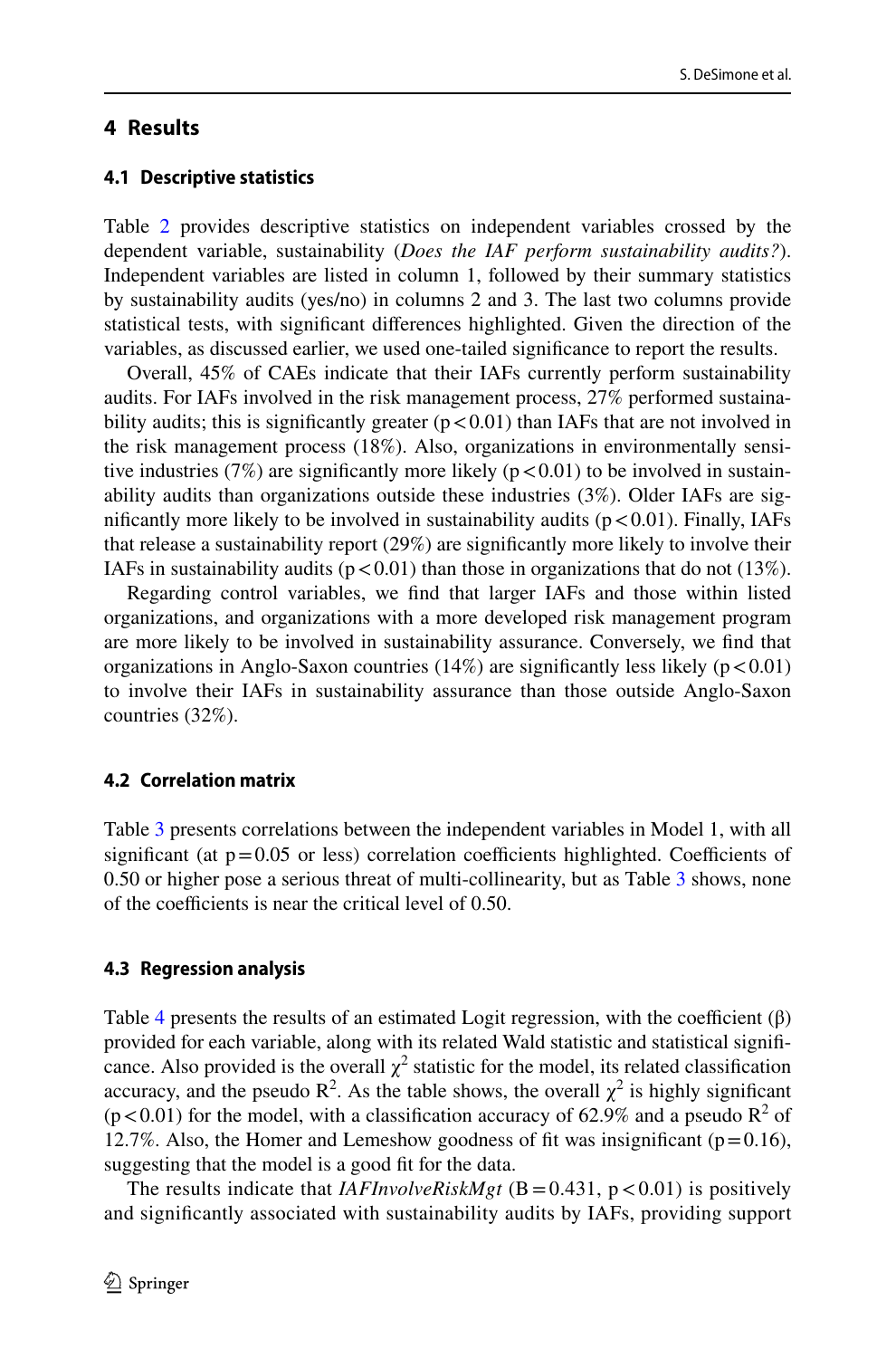## 4 Results

### 4.1 Descriptive statistics

Table 2 provides descriptive statistics on independent variables crossed by the dependent variable, sustainability (*Does the IAF perform sustainability audits?*). Independent variables are listed in column 1, followed by their summary statistics by sustainability audits (yes/no) in columns 2 and 3. The last two columns provide statistical tests, with significant differences highlighted. Given the direction of the variables, as discussed earlier, we used one-tailed significance to report the results.

Overall, 45% of CAEs indicate that their IAFs currently perform sustainability audits. For IAFs involved in the risk management process, 27% performed sustainability audits; this is significantly greater ($p < 0.01$) than IAFs that are not involved in the risk management process (18%). Also, organizations in environmentally sensitive industries (7%) are significantly more likely ($p < 0.01$) to be involved in sustainability audits than organizations outside these industries (3%). Older IAFs are significantly more likely to be involved in sustainability audits ($p < 0.01$). Finally, IAFs that release a sustainability report (29%) are significantly more likely to involve their IAFs in sustainability audits ($p < 0.01$) than those in organizations that do not (13%).

Regarding control variables, we find that larger IAFs and those within listed organizations, and organizations with a more developed risk management program are more likely to be involved in sustainability assurance. Conversely, we find that organizations in Anglo-Saxon countries (14%) are significantly less likely ($p < 0.01$) to involve their IAFs in sustainability assurance than those outside Anglo-Saxon countries (32%).

### 4.2 Correlation matrix

Table 3 presents correlations between the independent variables in Model 1, with all significant (at $p = 0.05$ or less) correlation coefficients highlighted. Coefficients of 0.50 or higher pose a serious threat of multi-collinearity, but as Table 3 shows, none of the coefficients is near the critical level of 0.50.

### 4.3 Regression analysis

Table 4 presents the results of an estimated Logit regression, with the coefficient (β) provided for each variable, along with its related Wald statistic and statistical significance. Also provided is the overall $\chi^2$ statistic for the model, its related classification accuracy, and the pseudo $R^2$. As the table shows, the overall $\chi^2$ is highly significant ($p < 0.01$) for the model, with a classification accuracy of 62.9% and a pseudo $R^2$ of 12.7%. Also, the Homer and Lemeshow goodness of fit was insignificant ($p = 0.16$), suggesting that the model is a good fit for the data.

The results indicate that *IAFInvolveRiskMgt* ($B = 0.431$, $p < 0.01$) is positively and significantly associated with sustainability audits by IAFs, providing support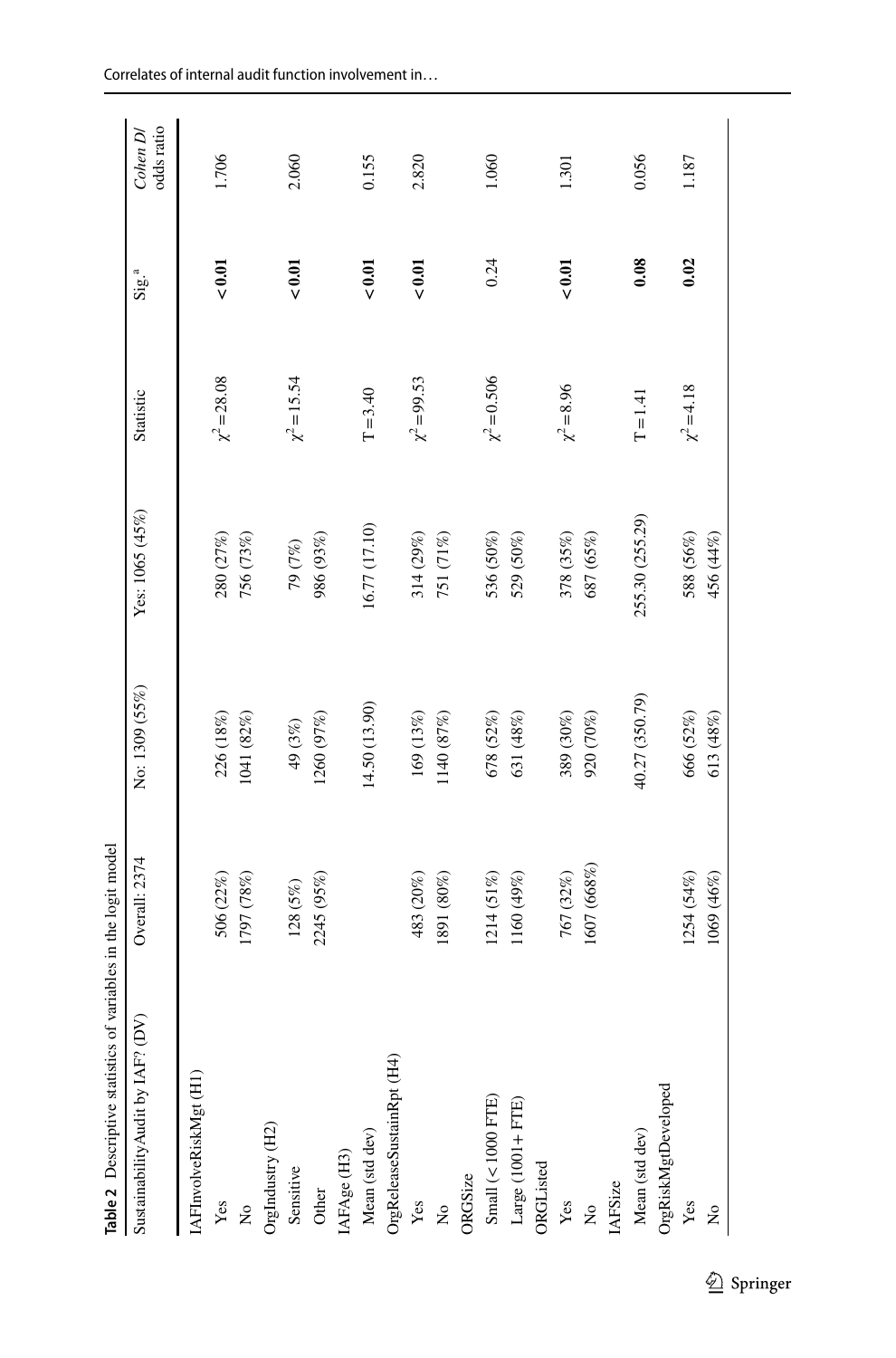**Table 2** Descriptive statistics of variables in the logit model

| SustainabilityAudit by IAF? (DV) | Overall: 2374 | No: 1309 (55%) | Yes: 1065 (45%) | Statistic | Sig.[a] | *Cohen D/* odds ratio |
|---|---|---|---|---|---|---|
| IAFInvolveRiskMgt (H1) | | | | | | |
| Yes | 506 (22%) | 226 (18%) | 280 (27%) | $\chi^2=28.08$ | **< 0.01** | 1.706 |
| No | 1797 (78%) | 1041 (82%) | 756 (73%) | | | |
| OrgIndustry (H2) | | | | | | |
| Sensitive | 128 (5%) | 49 (3%) | 79 (7%) | $\chi^2=15.54$ | **< 0.01** | 2.060 |
| Other | 2245 (95%) | 1260 (97%) | 986 (93%) | | | |
| IAFAge (H3) | | | | | | |
| Mean (std dev) | | 14.50 (13.90) | 16.77 (17.10) | T = 3.40 | **< 0.01** | 0.155 |
| OrgReleaseSustainRpt (H4) | | | | | | |
| Yes | 483 (20%) | 169 (13%) | 314 (29%) | $\chi^2=99.53$ | **< 0.01** | 2.820 |
| No | 1891 (80%) | 1140 (87%) | 751 (71%) | | | |
| ORGSize | | | | | | |
| Small (< 1000 FTE) | 1214 (51%) | 678 (52%) | 536 (50%) | $\chi^2=0.506$ | 0.24 | 1.060 |
| Large (1001+ FTE) | 1160 (49%) | 631 (48%) | 529 (50%) | | | |
| ORGListed | | | | | | |
| Yes | 767 (32%) | 389 (30%) | 378 (35%) | $\chi^2=8.96$ | **< 0.01** | 1.301 |
| No | 1607 (668%) | 920 (70%) | 687 (65%) | | | |
| IAFSize | | | | | | |
| Mean (std dev) | | 40.27 (350.79) | 255.30 (255.29) | T = 1.41 | **0.08** | 0.056 |
| OrgRiskMgtDeveloped | | | | | | |
| Yes | 1254 (54%) | 666 (52%) | 588 (56%) | $\chi^2=4.18$ | **0.02** | 1.187 |
| No | 1069 (46%) | 613 (48%) | 456 (44%) | | | |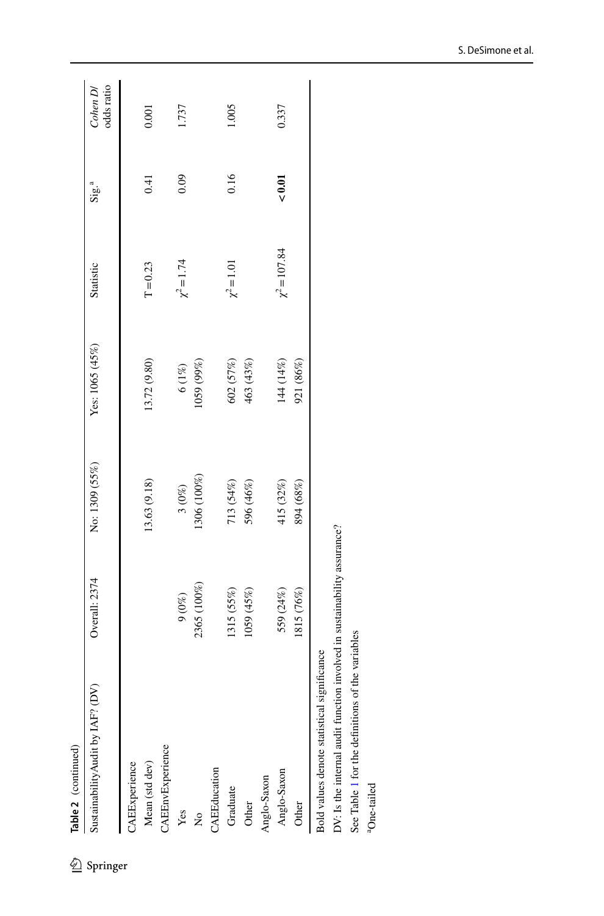**Table 2** (continued)

| SustainabilityAudit by IAF? (DV) | Overall: 2374 | No: 1309 (55%) | Yes: 1065 (45%) | Statistic | Sig.[a] | *Cohen D/* odds ratio |
|---|---|---|---|---|---|---|
| CAEExperience | | | | | | |
| Mean (std dev) | | 13.63 (9.18) | 13.72 (9.80) | T = 0.23 | 0.41 | 0.001 |
| CAEEnvExperience | | | | | | |
| Yes | 9 (0%) | 3 (0%) | 6 (1%) | $\chi^2 = 1.74$ | 0.09 | 1.737 |
| No | 2365 (100%) | 1306 (100%) | 1059 (99%) | | | |
| CAEEducation | | | | | | |
| Graduate | 1315 (55%) | 713 (54%) | 602 (57%) | $\chi^2 = 1.01$ | 0.16 | 1.005 |
| Other | 1059 (45%) | 596 (46%) | 463 (43%) | | | |
| Anglo-Saxon | | | | | | |
| Anglo-Saxon | 559 (24%) | 415 (32%) | 144 (14%) | $\chi^2 = 107.84$ | **< 0.01** | 0.337 |
| Other | 1815 (76%) | 894 (68%) | 921 (86%) | | | |

Bold values denote statistical significance

DV: Is the internal audit function involved in sustainability assurance?

See Table 1 for the definitions of the variables

[a]One-tailed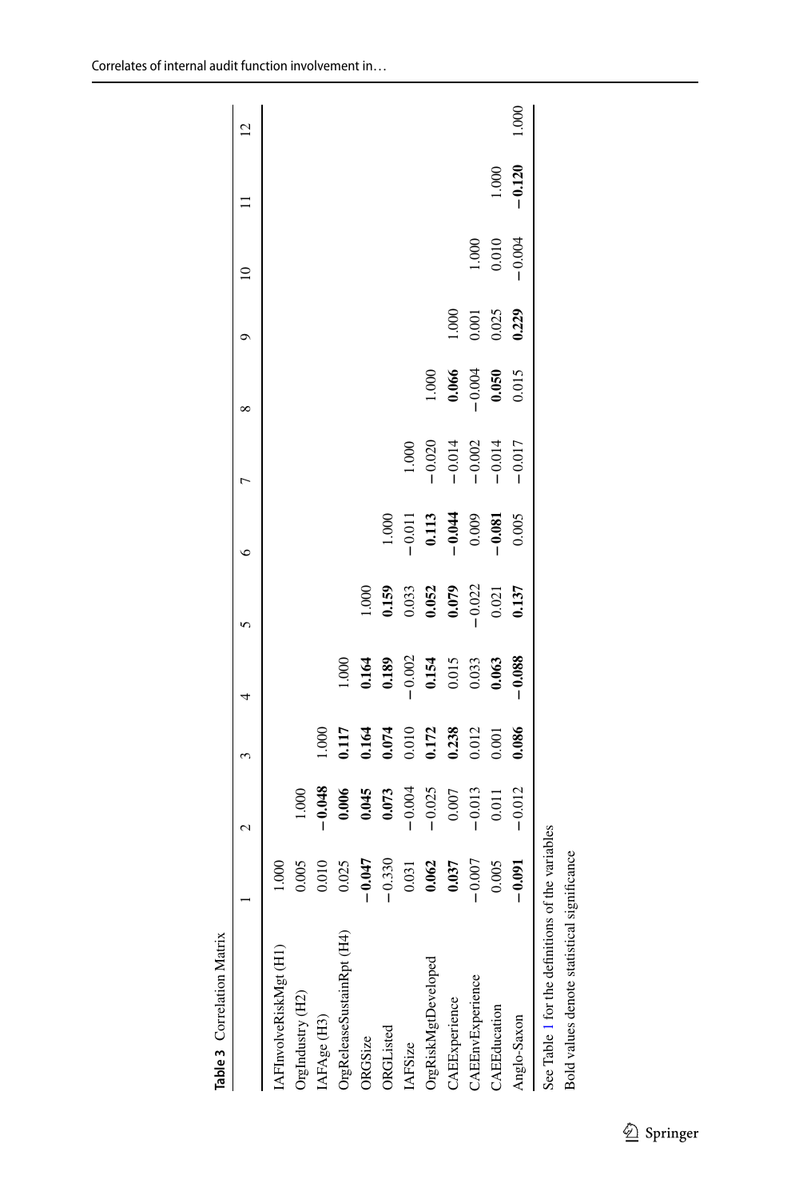**Table 3** Correlation Matrix

| | 1 | 2 | 3 | 4 | 5 | 6 | 7 | 8 | 9 | 10 | 11 | 12 |
|---|---|---|---|---|---|---|---|---|---|---|---|---|
| IAFInvolveRiskMgt (H1) | 1.000 | | | | | | | | | | | |
| OrgIndustry (H2) | 0.005 | 1.000 | | | | | | | | | | |
| IAFAge (H3) | 0.010 | **−0.048** | 1.000 | | | | | | | | | |
| OrgReleaseSustainRpt (H4) | 0.025 | **0.006** | **0.117** | 1.000 | | | | | | | | |
| ORGSize | **−0.047** | **0.045** | **0.164** | **0.164** | 1.000 | | | | | | | |
| ORGListed | −0.330 | **0.073** | **0.074** | **0.189** | **0.159** | 1.000 | | | | | | |
| IAFSize | 0.031 | −0.004 | 0.010 | −0.002 | 0.033 | −0.011 | 1.000 | | | | | |
| OrgRiskMgtDeveloped | **0.062** | −0.025 | **0.172** | **0.154** | **0.052** | **0.113** | −0.020 | 1.000 | | | | |
| CAEExperience | **0.037** | 0.007 | **0.238** | 0.015 | **0.079** | **−0.044** | −0.014 | **0.066** | 1.000 | | | |
| CAEEnvExperience | −0.007 | −0.013 | 0.012 | 0.033 | −0.022 | 0.009 | −0.002 | −0.004 | 0.001 | 1.000 | | |
| CAEEducation | 0.005 | 0.011 | 0.001 | **0.063** | 0.021 | **−0.081** | −0.014 | **0.050** | 0.025 | 0.010 | 1.000 | |
| Anglo-Saxon | **−0.091** | −0.012 | **0.086** | **−0.088** | **0.137** | 0.005 | −0.017 | 0.015 | **0.229** | −0.004 | **−0.120** | 1.000 |

See Table 1 for the definitions of the variables

Bold values denote statistical significance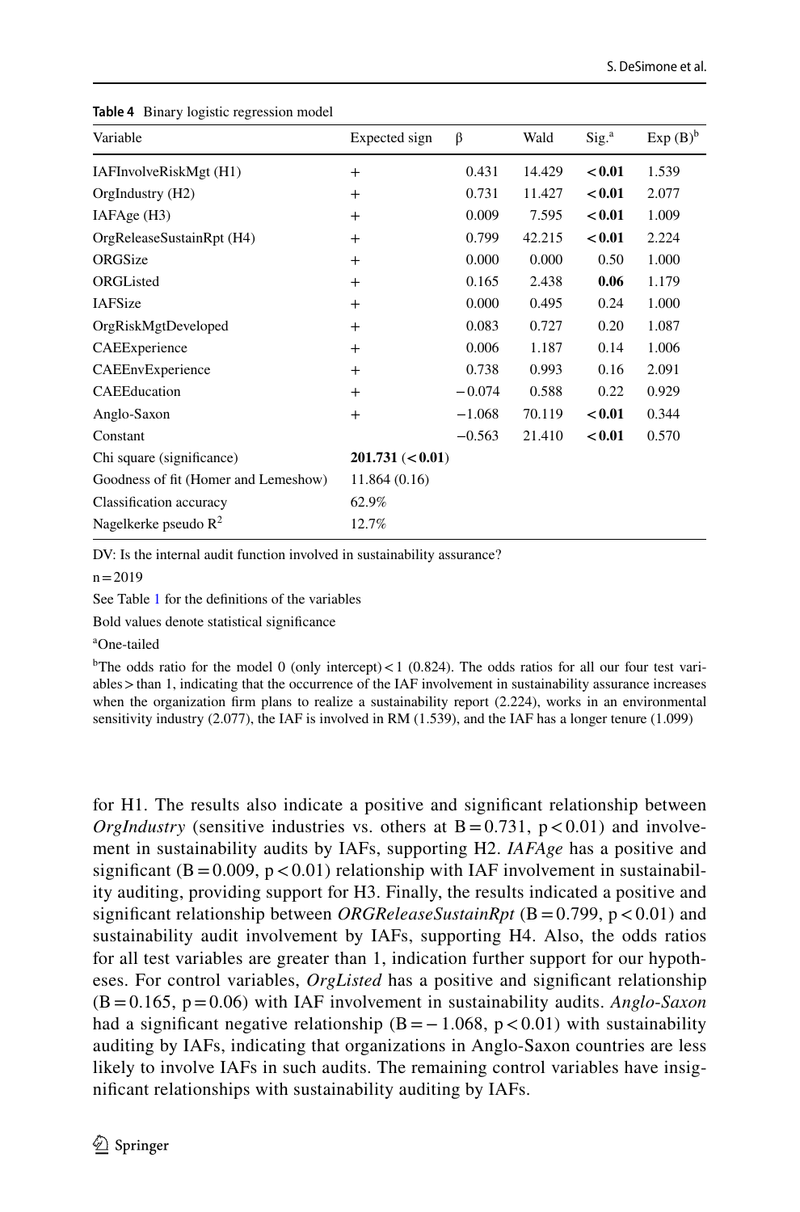**Table 4** Binary logistic regression model

| Variable | Expected sign | β | Wald | Sig.[a] | Exp (B)[b] |
|---|---|---|---|---|---|
| IAFInvolveRiskMgt (H1) | + | 0.431 | 14.429 | **< 0.01** | 1.539 |
| OrgIndustry (H2) | + | 0.731 | 11.427 | **< 0.01** | 2.077 |
| IAFAge (H3) | + | 0.009 | 7.595 | **< 0.01** | 1.009 |
| OrgReleaseSustainRpt (H4) | + | 0.799 | 42.215 | **< 0.01** | 2.224 |
| ORGSize | + | 0.000 | 0.000 | 0.50 | 1.000 |
| ORGListed | + | 0.165 | 2.438 | **0.06** | 1.179 |
| IAFSize | + | 0.000 | 0.495 | 0.24 | 1.000 |
| OrgRiskMgtDeveloped | + | 0.083 | 0.727 | 0.20 | 1.087 |
| CAEExperience | + | 0.006 | 1.187 | 0.14 | 1.006 |
| CAEEnvExperience | + | 0.738 | 0.993 | 0.16 | 2.091 |
| CAEEducation | + | −0.074 | 0.588 | 0.22 | 0.929 |
| Anglo-Saxon | + | −1.068 | 70.119 | **< 0.01** | 0.344 |
| Constant | | −0.563 | 21.410 | **< 0.01** | 0.570 |
| Chi square (significance) | **201.731 (< 0.01)** | | | | |
| Goodness of fit (Homer and Lemeshow) | 11.864 (0.16) | | | | |
| Classification accuracy | 62.9% | | | | |
| Nagelkerke pseudo $R^2$ | 12.7% | | | | |

DV: Is the internal audit function involved in sustainability assurance?

n = 2019

See Table 1 for the definitions of the variables

Bold values denote statistical significance

[a]One-tailed

[b]The odds ratio for the model 0 (only intercept) < 1 (0.824). The odds ratios for all our four test variables > than 1, indicating that the occurrence of the IAF involvement in sustainability assurance increases when the organization firm plans to realize a sustainability report (2.224), works in an environmental sensitivity industry (2.077), the IAF is involved in RM (1.539), and the IAF has a longer tenure (1.099)

for H1. The results also indicate a positive and significant relationship between *OrgIndustry* (sensitive industries vs. others at B = 0.731, $p < 0.01$) and involvement in sustainability audits by IAFs, supporting H2. *IAFAge* has a positive and significant (B = 0.009, $p < 0.01$) relationship with IAF involvement in sustainability auditing, providing support for H3. Finally, the results indicated a positive and significant relationship between *ORGReleaseSustainRpt* (B = 0.799, $p < 0.01$) and sustainability audit involvement by IAFs, supporting H4. Also, the odds ratios for all test variables are greater than 1, indication further support for our hypotheses. For control variables, *OrgListed* has a positive and significant relationship (B = 0.165, p = 0.06) with IAF involvement in sustainability audits. *Anglo-Saxon* had a significant negative relationship (B = − 1.068, $p < 0.01$) with sustainability auditing by IAFs, indicating that organizations in Anglo-Saxon countries are less likely to involve IAFs in such audits. The remaining control variables have insignificant relationships with sustainability auditing by IAFs.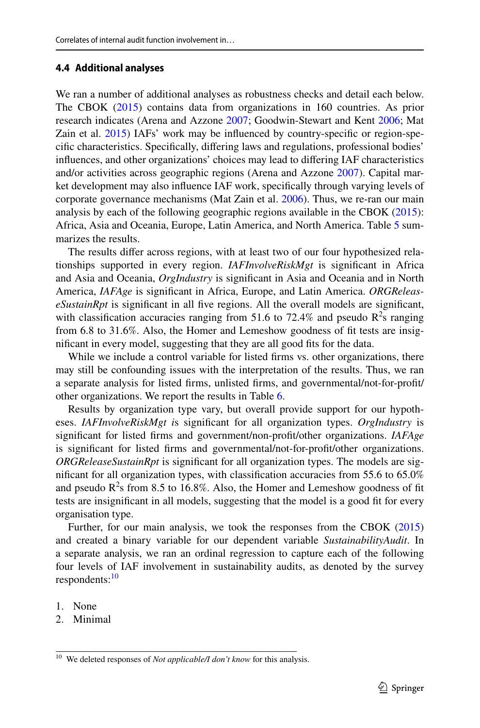### 4.4 Additional analyses

We ran a number of additional analyses as robustness checks and detail each below. The CBOK (2015) contains data from organizations in 160 countries. As prior research indicates (Arena and Azzone 2007; Goodwin-Stewart and Kent 2006; Mat Zain et al. 2015) IAFs' work may be influenced by country-specific or region-specific characteristics. Specifically, differing laws and regulations, professional bodies' influences, and other organizations' choices may lead to differing IAF characteristics and/or activities across geographic regions (Arena and Azzone 2007). Capital market development may also influence IAF work, specifically through varying levels of corporate governance mechanisms (Mat Zain et al. 2006). Thus, we re-ran our main analysis by each of the following geographic regions available in the CBOK (2015): Africa, Asia and Oceania, Europe, Latin America, and North America. Table 5 summarizes the results.

The results differ across regions, with at least two of our four hypothesized relationships supported in every region. *IAFInvolveRiskMgt* is significant in Africa and Asia and Oceania, *OrgIndustry* is significant in Asia and Oceania and in North America, *IAFAge* is significant in Africa, Europe, and Latin America. *ORGReleaseSustainRpt* is significant in all five regions. All the overall models are significant, with classification accuracies ranging from 51.6 to 72.4% and pseudo $R^2$s ranging from 6.8 to 31.6%. Also, the Homer and Lemeshow goodness of fit tests are insignificant in every model, suggesting that they are all good fits for the data.

While we include a control variable for listed firms vs. other organizations, there may still be confounding issues with the interpretation of the results. Thus, we ran a separate analysis for listed firms, unlisted firms, and governmental/not-for-profit/other organizations. We report the results in Table 6.

Results by organization type vary, but overall provide support for our hypotheses. *IAFInvolveRiskMgt* is significant for all organization types. *OrgIndustry* is significant for listed firms and government/non-profit/other organizations. *IAFAge* is significant for listed firms and governmental/not-for-profit/other organizations. *ORGReleaseSustainRpt* is significant for all organization types. The models are significant for all organization types, with classification accuracies from 55.6 to 65.0% and pseudo $R^2$s from 8.5 to 16.8%. Also, the Homer and Lemeshow goodness of fit tests are insignificant in all models, suggesting that the model is a good fit for every organisation type.

Further, for our main analysis, we took the responses from the CBOK (2015) and created a binary variable for our dependent variable *SustainabilityAudit*. In a separate analysis, we ran an ordinal regression to capture each of the following four levels of IAF involvement in sustainability audits, as denoted by the survey respondents:[10]

1. None
2. Minimal

[10] We deleted responses of *Not applicable/I don't know* for this analysis.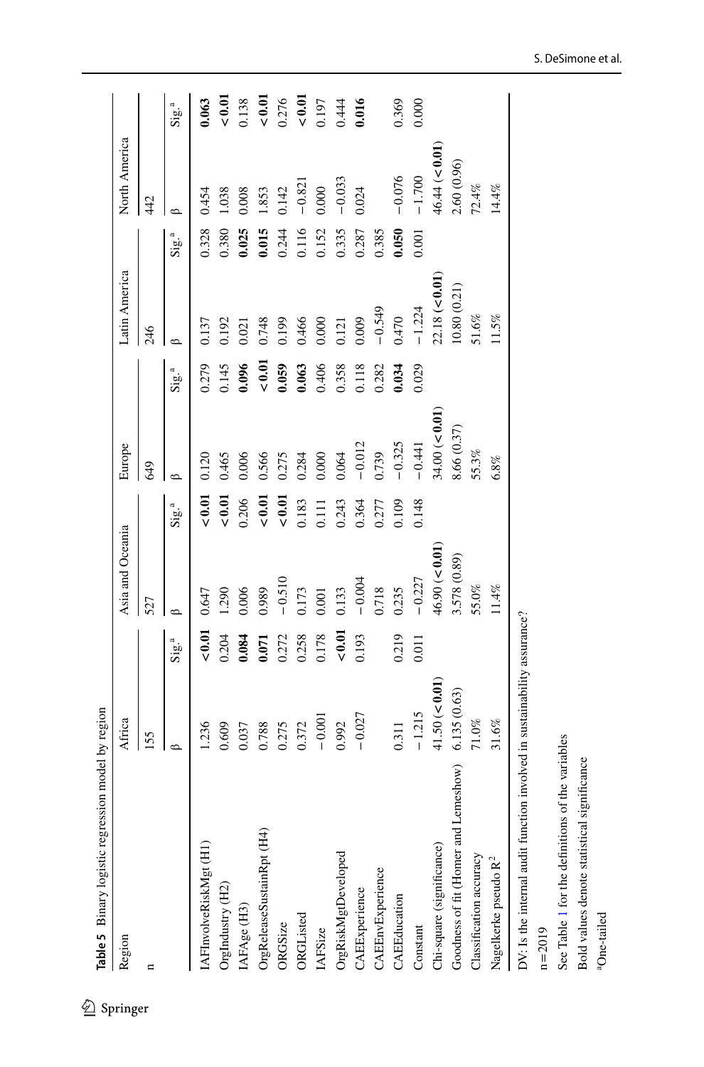**Table 5** Binary logistic regression model by region

| Region | Africa | | Asia and Oceania | | Europe | | Latin America | | North America | |
|---|---|---|---|---|---|---|---|---|---|---|
| n | 155 | | 527 | | 649 | | 246 | | 442 | |
| | β | Sig.[a] | β | Sig.[a] | β | Sig.[a] | β | Sig.[a] | β | Sig.[a] |
| IAFInvolveRiskMgt (H1) | 1.236 | **<0.01** | 0.647 | **<0.01** | 0.120 | 0.279 | 0.137 | 0.328 | 0.454 | **0.063** |
| OrgIndustry (H2) | 0.609 | 0.204 | 1.290 | **<0.01** | 0.465 | 0.145 | 0.192 | 0.380 | 1.038 | **<0.01** |
| IAFAge (H3) | 0.037 | **0.084** | 0.006 | 0.206 | 0.006 | **0.096** | 0.021 | **0.025** | 0.008 | 0.138 |
| OrgReleaseSustainRpt (H4) | 0.788 | **0.071** | 0.989 | **<0.01** | 0.566 | **<0.01** | 0.748 | **0.015** | 1.853 | **<0.01** |
| ORGSize | 0.275 | 0.272 | −0.510 | **<0.01** | 0.275 | **0.059** | 0.199 | 0.244 | 0.142 | 0.276 |
| ORGListed | 0.372 | 0.258 | 0.173 | 0.183 | 0.284 | **0.063** | 0.466 | 0.116 | −0.821 | **<0.01** |
| IAFSize | −0.001 | 0.178 | 0.001 | 0.111 | 0.000 | 0.406 | 0.000 | 0.152 | 0.000 | 0.197 |
| OrgRiskMgtDeveloped | 0.992 | **<0.01** | 0.133 | 0.243 | 0.064 | 0.358 | 0.121 | 0.335 | −0.033 | 0.444 |
| CAEExperience | −0.027 | 0.193 | −0.004 | 0.364 | −0.012 | 0.118 | 0.009 | 0.287 | 0.024 | **0.016** |
| CAEEnvExperience | | | 0.718 | 0.277 | 0.739 | 0.282 | −0.549 | 0.385 | | |
| CAEEducation | 0.311 | 0.219 | 0.235 | 0.109 | −0.325 | **0.034** | 0.470 | **0.050** | −0.076 | 0.369 |
| Constant | −1.215 | 0.011 | −0.227 | 0.148 | −0.441 | 0.029 | −1.224 | 0.001 | −1.700 | 0.000 |
| Chi-square (significance) | 41.50 (**<0.01**) | | 46.90 (**<0.01**) | | 34.00 (**<0.01**) | | 22.18 (**<0.01**) | | 46.44 (**<0.01**) | |
| Goodness of fit (Homer and Lemeshow) | 6.135 (0.63) | | 3.578 (0.89) | | 8.66 (0.37) | | 10.80 (0.21) | | 2.60 (0.96) | |
| Classification accuracy | 71.0% | | 55.0% | | 55.3% | | 51.6% | | 72.4% | |
| Nagelkerke pseudo $R^2$ | 31.6% | | 11.4% | | 6.8% | | 11.5% | | 14.4% | |

DV: Is the internal audit function involved in sustainability assurance?

n = 2019

See Table 1 for the definitions of the variables

Bold values denote statistical significance

[a]One-tailed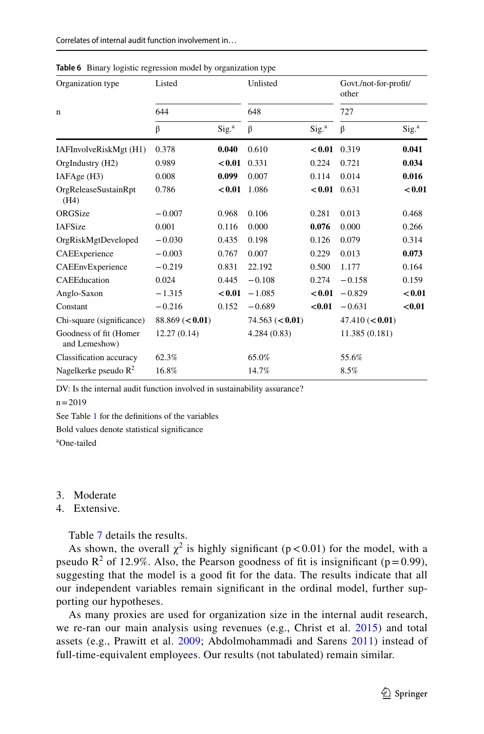**Table 6** Binary logistic regression model by organization type

| Organization type | Listed | | Unlisted | | Govt./not-for-profit/other | |
|---|---|---|---|---|---|---|
| n | 644 | | 648 | | 727 | |
| | β | Sig.[a] | β | Sig.[a] | β | Sig.[a] |
| IAFInvolveRiskMgt (H1) | 0.378 | **0.040** | 0.610 | **< 0.01** | 0.319 | **0.041** |
| OrgIndustry (H2) | 0.989 | **< 0.01** | 0.331 | 0.224 | 0.721 | **0.034** |
| IAFAge (H3) | 0.008 | **0.099** | 0.007 | 0.114 | 0.014 | **0.016** |
| OrgReleaseSustainRpt (H4) | 0.786 | **< 0.01** | 1.086 | **< 0.01** | 0.631 | **< 0.01** |
| ORGSize | − 0.007 | 0.968 | 0.106 | 0.281 | 0.013 | 0.468 |
| IAFSize | 0.001 | 0.116 | 0.000 | **0.076** | 0.000 | 0.266 |
| OrgRiskMgtDeveloped | − 0.030 | 0.435 | 0.198 | 0.126 | 0.079 | 0.314 |
| CAEExperience | − 0.003 | 0.767 | 0.007 | 0.229 | 0.013 | **0.073** |
| CAEEnvExperience | − 0.219 | 0.831 | 22.192 | 0.500 | 1.177 | 0.164 |
| CAEEducation | 0.024 | 0.445 | − 0.108 | 0.274 | − 0.158 | 0.159 |
| Anglo-Saxon | − 1.315 | **< 0.01** | − 1.085 | **< 0.01** | − 0.829 | **< 0.01** |
| Constant | − 0.216 | 0.152 | − 0.689 | **<0.01** | − 0.631 | **<0.01** |
| Chi-square (significance) | 88.869 (**< 0.01**) | | 74.563 (**< 0.01**) | | 47.410 (**< 0.01**) | |
| Goodness of fit (Homer and Lemeshow) | 12.27 (0.14) | | 4.284 (0.83) | | 11.385 (0.181) | |
| Classification accuracy | 62.3% | | 65.0% | | 55.6% | |
| Nagelkerke pseudo $R^2$ | 16.8% | | 14.7% | | 8.5% | |

DV: Is the internal audit function involved in sustainability assurance?

n = 2019

See Table 1 for the definitions of the variables

Bold values denote statistical significance

[a]One-tailed

3. Moderate
4. Extensive.

Table 7 details the results.

As shown, the overall $\chi^2$ is highly significant ($p < 0.01$) for the model, with a pseudo $R^2$ of 12.9%. Also, the Pearson goodness of fit is insignificant ($p = 0.99$), suggesting that the model is a good fit for the data. The results indicate that all our independent variables remain significant in the ordinal model, further supporting our hypotheses.

As many proxies are used for organization size in the internal audit research, we re-ran our main analysis using revenues (e.g., Christ et al. 2015) and total assets (e.g., Prawitt et al. 2009; Abdolmohammadi and Sarens 2011) instead of full-time-equivalent employees. Our results (not tabulated) remain similar.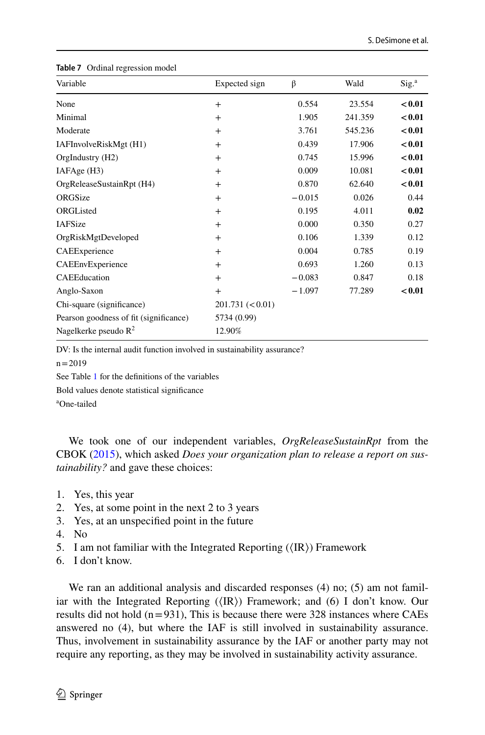**Table 7** Ordinal regression model

| Variable | Expected sign | β | Wald | Sig.[a] |
|---|---|---|---|---|
| None | + | 0.554 | 23.554 | **< 0.01** |
| Minimal | + | 1.905 | 241.359 | **< 0.01** |
| Moderate | + | 3.761 | 545.236 | **< 0.01** |
| IAFInvolveRiskMgt (H1) | + | 0.439 | 17.906 | **< 0.01** |
| OrgIndustry (H2) | + | 0.745 | 15.996 | **< 0.01** |
| IAFAge (H3) | + | 0.009 | 10.081 | **< 0.01** |
| OrgReleaseSustainRpt (H4) | + | 0.870 | 62.640 | **< 0.01** |
| ORGSize | + | −0.015 | 0.026 | 0.44 |
| ORGListed | + | 0.195 | 4.011 | **0.02** |
| IAFSize | + | 0.000 | 0.350 | 0.27 |
| OrgRiskMgtDeveloped | + | 0.106 | 1.339 | 0.12 |
| CAEExperience | + | 0.004 | 0.785 | 0.19 |
| CAEEnvExperience | + | 0.693 | 1.260 | 0.13 |
| CAEEducation | + | −0.083 | 0.847 | 0.18 |
| Anglo-Saxon | + | −1.097 | 77.289 | **< 0.01** |
| Chi-square (significance) | 201.731 (< 0.01) | | | |
| Pearson goodness of fit (significance) | 5734 (0.99) | | | |
| Nagelkerke pseudo $R^2$ | 12.90% | | | |

DV: Is the internal audit function involved in sustainability assurance?

n = 2019

See Table 1 for the definitions of the variables

Bold values denote statistical significance

[a]One-tailed

We took one of our independent variables, *OrgReleaseSustainRpt* from the CBOK (2015), which asked *Does your organization plan to release a report on sustainability?* and gave these choices:

1. Yes, this year
2. Yes, at some point in the next 2 to 3 years
3. Yes, at an unspecified point in the future
4. No
5. I am not familiar with the Integrated Reporting (⟨IR⟩) Framework
6. I don't know.

We ran an additional analysis and discarded responses (4) no; (5) am not familiar with the Integrated Reporting (⟨IR⟩) Framework; and (6) I don't know. Our results did not hold (n = 931), This is because there were 328 instances where CAEs answered no (4), but where the IAF is still involved in sustainability assurance. Thus, involvement in sustainability assurance by the IAF or another party may not require any reporting, as they may be involved in sustainability activity assurance.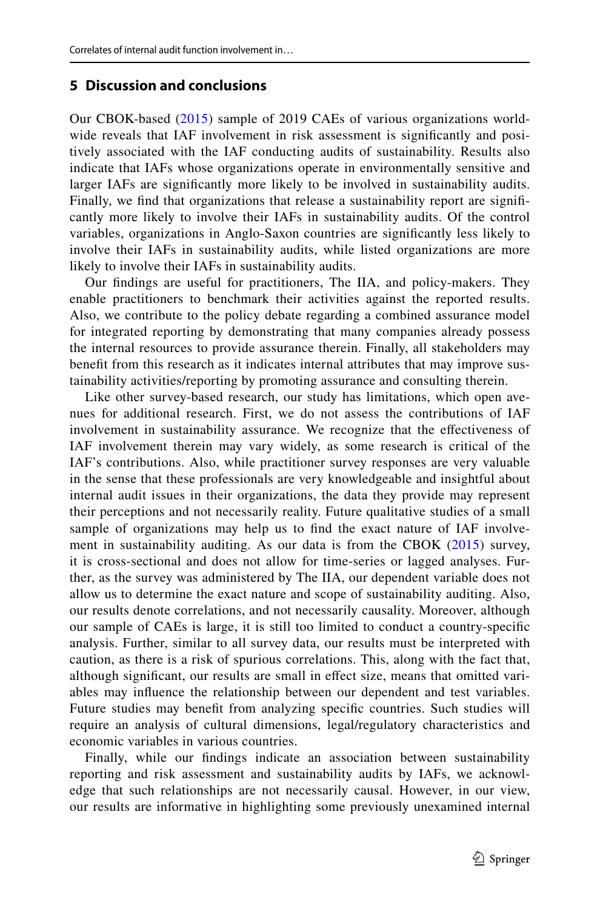## 5 Discussion and conclusions

Our CBOK-based (2015) sample of 2019 CAEs of various organizations worldwide reveals that IAF involvement in risk assessment is significantly and positively associated with the IAF conducting audits of sustainability. Results also indicate that IAFs whose organizations operate in environmentally sensitive and larger IAFs are significantly more likely to be involved in sustainability audits. Finally, we find that organizations that release a sustainability report are significantly more likely to involve their IAFs in sustainability audits. Of the control variables, organizations in Anglo-Saxon countries are significantly less likely to involve their IAFs in sustainability audits, while listed organizations are more likely to involve their IAFs in sustainability audits.

Our findings are useful for practitioners, The IIA, and policy-makers. They enable practitioners to benchmark their activities against the reported results. Also, we contribute to the policy debate regarding a combined assurance model for integrated reporting by demonstrating that many companies already possess the internal resources to provide assurance therein. Finally, all stakeholders may benefit from this research as it indicates internal attributes that may improve sustainability activities/reporting by promoting assurance and consulting therein.

Like other survey-based research, our study has limitations, which open avenues for additional research. First, we do not assess the contributions of IAF involvement in sustainability assurance. We recognize that the effectiveness of IAF involvement therein may vary widely, as some research is critical of the IAF's contributions. Also, while practitioner survey responses are very valuable in the sense that these professionals are very knowledgeable and insightful about internal audit issues in their organizations, the data they provide may represent their perceptions and not necessarily reality. Future qualitative studies of a small sample of organizations may help us to find the exact nature of IAF involvement in sustainability auditing. As our data is from the CBOK (2015) survey, it is cross-sectional and does not allow for time-series or lagged analyses. Further, as the survey was administered by The IIA, our dependent variable does not allow us to determine the exact nature and scope of sustainability auditing. Also, our results denote correlations, and not necessarily causality. Moreover, although our sample of CAEs is large, it is still too limited to conduct a country-specific analysis. Further, similar to all survey data, our results must be interpreted with caution, as there is a risk of spurious correlations. This, along with the fact that, although significant, our results are small in effect size, means that omitted variables may influence the relationship between our dependent and test variables. Future studies may benefit from analyzing specific countries. Such studies will require an analysis of cultural dimensions, legal/regulatory characteristics and economic variables in various countries.

Finally, while our findings indicate an association between sustainability reporting and risk assessment and sustainability audits by IAFs, we acknowledge that such relationships are not necessarily causal. However, in our view, our results are informative in highlighting some previously unexamined internal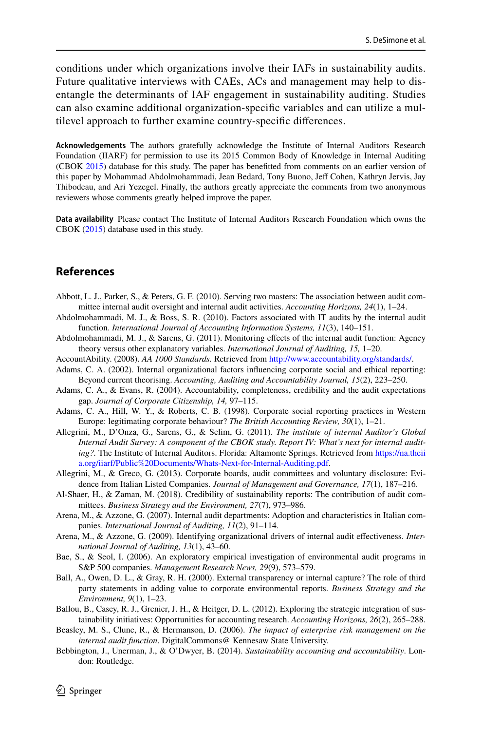conditions under which organizations involve their IAFs in sustainability audits. Future qualitative interviews with CAEs, ACs and management may help to disentangle the determinants of IAF engagement in sustainability auditing. Studies can also examine additional organization-specific variables and can utilize a multilevel approach to further examine country-specific differences.

**Acknowledgements** The authors gratefully acknowledge the Institute of Internal Auditors Research Foundation (IIARF) for permission to use its 2015 Common Body of Knowledge in Internal Auditing (CBOK 2015) database for this study. The paper has benefitted from comments on an earlier version of this paper by Mohammad Abdolmohammadi, Jean Bedard, Tony Buono, Jeff Cohen, Kathryn Jervis, Jay Thibodeau, and Ari Yezegel. Finally, the authors greatly appreciate the comments from two anonymous reviewers whose comments greatly helped improve the paper.

**Data availability** Please contact The Institute of Internal Auditors Research Foundation which owns the CBOK (2015) database used in this study.

## References

Abbott, L. J., Parker, S., & Peters, G. F. (2010). Serving two masters: The association between audit committee internal audit oversight and internal audit activities. *Accounting Horizons, 24*(1), 1–24.

Abdolmohammadi, M. J., & Boss, S. R. (2010). Factors associated with IT audits by the internal audit function. *International Journal of Accounting Information Systems, 11*(3), 140–151.

Abdolmohammadi, M. J., & Sarens, G. (2011). Monitoring effects of the internal audit function: Agency theory versus other explanatory variables. *International Journal of Auditing, 15,* 1–20.

AccountAbility. (2008). *AA 1000 Standards.* Retrieved from http://www.accountability.org/standards/.

Adams, C. A. (2002). Internal organizational factors influencing corporate social and ethical reporting: Beyond current theorising. *Accounting, Auditing and Accountability Journal, 15*(2), 223–250.

Adams, C. A., & Evans, R. (2004). Accountability, completeness, credibility and the audit expectations gap. *Journal of Corporate Citizenship, 14,* 97–115.

Adams, C. A., Hill, W. Y., & Roberts, C. B. (1998). Corporate social reporting practices in Western Europe: legitimating corporate behaviour? *The British Accounting Review, 30*(1), 1–21.

Allegrini, M., D'Onza, G., Sarens, G., & Selim, G. (2011). *The institute of internal Auditor's Global Internal Audit Survey: A component of the CBOK study. Report IV: What's next for internal auditing?.* The Institute of Internal Auditors. Florida: Altamonte Springs. Retrieved from https://na.theiia.org/iiarf/Public%20Documents/Whats-Next-for-Internal-Auditing.pdf.

Allegrini, M., & Greco, G. (2013). Corporate boards, audit committees and voluntary disclosure: Evidence from Italian Listed Companies. *Journal of Management and Governance, 17*(1), 187–216.

Al-Shaer, H., & Zaman, M. (2018). Credibility of sustainability reports: The contribution of audit committees. *Business Strategy and the Environment, 27*(7), 973–986.

Arena, M., & Azzone, G. (2007). Internal audit departments: Adoption and characteristics in Italian companies. *International Journal of Auditing, 11*(2), 91–114.

Arena, M., & Azzone, G. (2009). Identifying organizational drivers of internal audit effectiveness. *International Journal of Auditing, 13*(1), 43–60.

Bae, S., & Seol, I. (2006). An exploratory empirical investigation of environmental audit programs in S&P 500 companies. *Management Research News, 29*(9), 573–579.

Ball, A., Owen, D. L., & Gray, R. H. (2000). External transparency or internal capture? The role of third party statements in adding value to corporate environmental reports. *Business Strategy and the Environment, 9*(1), 1–23.

Ballou, B., Casey, R. J., Grenier, J. H., & Heitger, D. L. (2012). Exploring the strategic integration of sustainability initiatives: Opportunities for accounting research. *Accounting Horizons, 26*(2), 265–288.

Beasley, M. S., Clune, R., & Hermanson, D. (2006). *The impact of enterprise risk management on the internal audit function*. DigitalCommons@ Kennesaw State University.

Bebbington, J., Unerman, J., & O'Dwyer, B. (2014). *Sustainability accounting and accountability*. London: Routledge.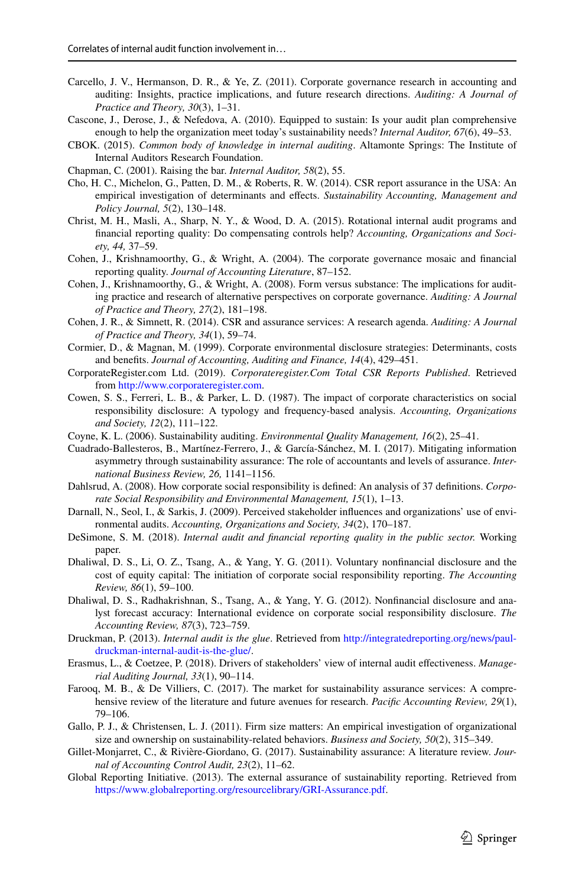Carcello, J. V., Hermanson, D. R., & Ye, Z. (2011). Corporate governance research in accounting and auditing: Insights, practice implications, and future research directions. *Auditing: A Journal of Practice and Theory, 30*(3), 1–31.

Cascone, J., Derose, J., & Nefedova, A. (2010). Equipped to sustain: Is your audit plan comprehensive enough to help the organization meet today's sustainability needs? *Internal Auditor, 67*(6), 49–53.

CBOK. (2015). *Common body of knowledge in internal auditing*. Altamonte Springs: The Institute of Internal Auditors Research Foundation.

Chapman, C. (2001). Raising the bar. *Internal Auditor, 58*(2), 55.

Cho, H. C., Michelon, G., Patten, D. M., & Roberts, R. W. (2014). CSR report assurance in the USA: An empirical investigation of determinants and effects. *Sustainability Accounting, Management and Policy Journal, 5*(2), 130–148.

Christ, M. H., Masli, A., Sharp, N. Y., & Wood, D. A. (2015). Rotational internal audit programs and financial reporting quality: Do compensating controls help? *Accounting, Organizations and Society, 44,* 37–59.

Cohen, J., Krishnamoorthy, G., & Wright, A. (2004). The corporate governance mosaic and financial reporting quality. *Journal of Accounting Literature*, 87–152.

Cohen, J., Krishnamoorthy, G., & Wright, A. (2008). Form versus substance: The implications for auditing practice and research of alternative perspectives on corporate governance. *Auditing: A Journal of Practice and Theory, 27*(2), 181–198.

Cohen, J. R., & Simnett, R. (2014). CSR and assurance services: A research agenda. *Auditing: A Journal of Practice and Theory, 34*(1), 59–74.

Cormier, D., & Magnan, M. (1999). Corporate environmental disclosure strategies: Determinants, costs and benefits. *Journal of Accounting, Auditing and Finance, 14*(4), 429–451.

CorporateRegister.com Ltd. (2019). *Corporateregister.Com Total CSR Reports Published*. Retrieved from http://www.corporateregister.com.

Cowen, S. S., Ferreri, L. B., & Parker, L. D. (1987). The impact of corporate characteristics on social responsibility disclosure: A typology and frequency-based analysis. *Accounting, Organizations and Society, 12*(2), 111–122.

Coyne, K. L. (2006). Sustainability auditing. *Environmental Quality Management, 16*(2), 25–41.

Cuadrado-Ballesteros, B., Martínez-Ferrero, J., & García-Sánchez, M. I. (2017). Mitigating information asymmetry through sustainability assurance: The role of accountants and levels of assurance. *International Business Review, 26,* 1141–1156.

Dahlsrud, A. (2008). How corporate social responsibility is defined: An analysis of 37 definitions. *Corporate Social Responsibility and Environmental Management, 15*(1), 1–13.

Darnall, N., Seol, I., & Sarkis, J. (2009). Perceived stakeholder influences and organizations' use of environmental audits. *Accounting, Organizations and Society, 34*(2), 170–187.

DeSimone, S. M. (2018). *Internal audit and financial reporting quality in the public sector.* Working paper.

Dhaliwal, D. S., Li, O. Z., Tsang, A., & Yang, Y. G. (2011). Voluntary nonfinancial disclosure and the cost of equity capital: The initiation of corporate social responsibility reporting. *The Accounting Review, 86*(1), 59–100.

Dhaliwal, D. S., Radhakrishnan, S., Tsang, A., & Yang, Y. G. (2012). Nonfinancial disclosure and analyst forecast accuracy: International evidence on corporate social responsibility disclosure. *The Accounting Review, 87*(3), 723–759.

Druckman, P. (2013). *Internal audit is the glue*. Retrieved from http://integratedreporting.org/news/paul-druckman-internal-audit-is-the-glue/.

Erasmus, L., & Coetzee, P. (2018). Drivers of stakeholders' view of internal audit effectiveness. *Managerial Auditing Journal, 33*(1), 90–114.

Farooq, M. B., & De Villiers, C. (2017). The market for sustainability assurance services: A comprehensive review of the literature and future avenues for research. *Pacific Accounting Review, 29*(1), 79–106.

Gallo, P. J., & Christensen, L. J. (2011). Firm size matters: An empirical investigation of organizational size and ownership on sustainability-related behaviors. *Business and Society, 50*(2), 315–349.

Gillet-Monjarret, C., & Rivière-Giordano, G. (2017). Sustainability assurance: A literature review. *Journal of Accounting Control Audit, 23*(2), 11–62.

Global Reporting Initiative. (2013). The external assurance of sustainability reporting. Retrieved from https://www.globalreporting.org/resourcelibrary/GRI-Assurance.pdf.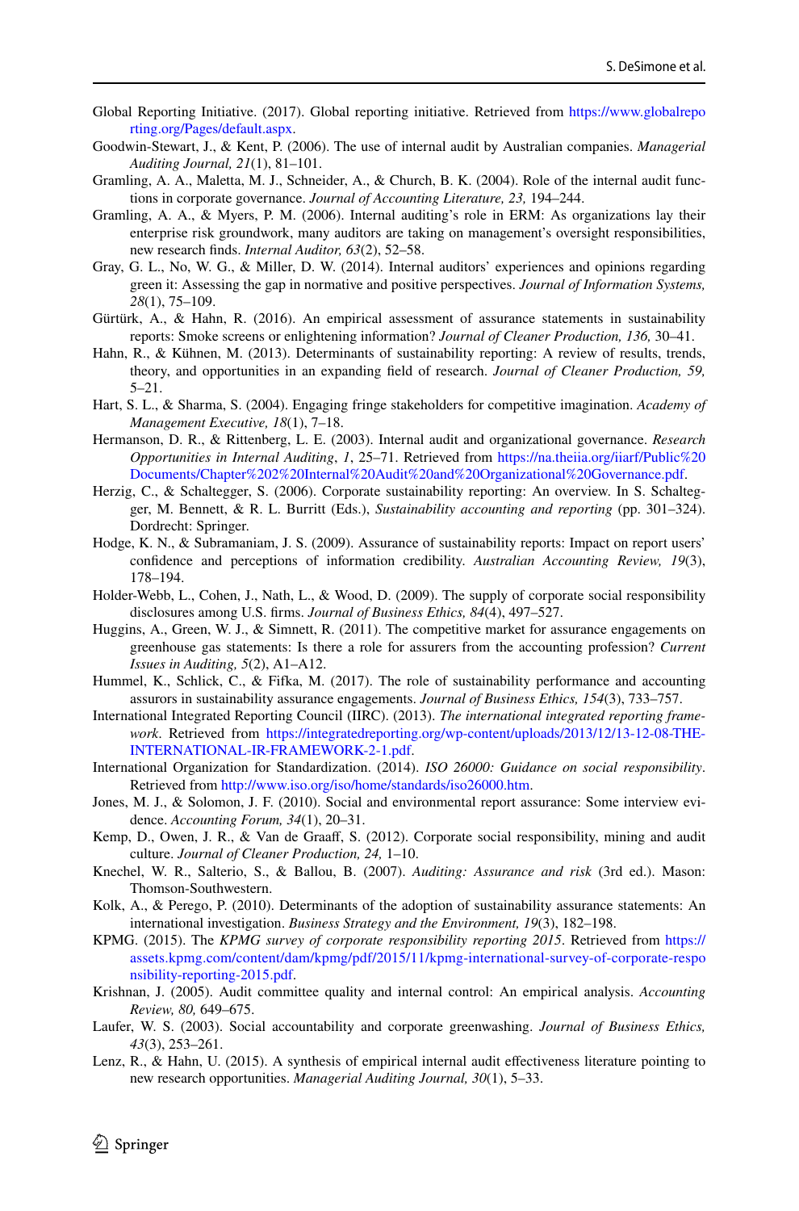Global Reporting Initiative. (2017). Global reporting initiative. Retrieved from https://www.globalreporting.org/Pages/default.aspx.

Goodwin-Stewart, J., & Kent, P. (2006). The use of internal audit by Australian companies. *Managerial Auditing Journal, 21*(1), 81–101.

Gramling, A. A., Maletta, M. J., Schneider, A., & Church, B. K. (2004). Role of the internal audit functions in corporate governance. *Journal of Accounting Literature, 23,* 194–244.

Gramling, A. A., & Myers, P. M. (2006). Internal auditing's role in ERM: As organizations lay their enterprise risk groundwork, many auditors are taking on management's oversight responsibilities, new research finds. *Internal Auditor, 63*(2), 52–58.

Gray, G. L., No, W. G., & Miller, D. W. (2014). Internal auditors' experiences and opinions regarding green it: Assessing the gap in normative and positive perspectives. *Journal of Information Systems, 28*(1), 75–109.

Gürtürk, A., & Hahn, R. (2016). An empirical assessment of assurance statements in sustainability reports: Smoke screens or enlightening information? *Journal of Cleaner Production, 136,* 30–41.

Hahn, R., & Kühnen, M. (2013). Determinants of sustainability reporting: A review of results, trends, theory, and opportunities in an expanding field of research. *Journal of Cleaner Production, 59,* 5–21.

Hart, S. L., & Sharma, S. (2004). Engaging fringe stakeholders for competitive imagination. *Academy of Management Executive, 18*(1), 7–18.

Hermanson, D. R., & Rittenberg, L. E. (2003). Internal audit and organizational governance. *Research Opportunities in Internal Auditing*, *1*, 25–71. Retrieved from https://na.theiia.org/iiarf/Public%20Documents/Chapter%202%20Internal%20Audit%20and%20Organizational%20Governance.pdf.

Herzig, C., & Schaltegger, S. (2006). Corporate sustainability reporting: An overview. In S. Schaltegger, M. Bennett, & R. L. Burritt (Eds.), *Sustainability accounting and reporting* (pp. 301–324). Dordrecht: Springer.

Hodge, K. N., & Subramaniam, J. S. (2009). Assurance of sustainability reports: Impact on report users' confidence and perceptions of information credibility. *Australian Accounting Review, 19*(3), 178–194.

Holder-Webb, L., Cohen, J., Nath, L., & Wood, D. (2009). The supply of corporate social responsibility disclosures among U.S. firms. *Journal of Business Ethics, 84*(4), 497–527.

Huggins, A., Green, W. J., & Simnett, R. (2011). The competitive market for assurance engagements on greenhouse gas statements: Is there a role for assurers from the accounting profession? *Current Issues in Auditing, 5*(2), A1–A12.

Hummel, K., Schlick, C., & Fifka, M. (2017). The role of sustainability performance and accounting assurors in sustainability assurance engagements. *Journal of Business Ethics, 154*(3), 733–757.

International Integrated Reporting Council (IIRC). (2013). *The international integrated reporting framework*. Retrieved from https://integratedreporting.org/wp-content/uploads/2013/12/13-12-08-THE-INTERNATIONAL-IR-FRAMEWORK-2-1.pdf.

International Organization for Standardization. (2014). *ISO 26000: Guidance on social responsibility*. Retrieved from http://www.iso.org/iso/home/standards/iso26000.htm.

Jones, M. J., & Solomon, J. F. (2010). Social and environmental report assurance: Some interview evidence. *Accounting Forum, 34*(1), 20–31.

Kemp, D., Owen, J. R., & Van de Graaff, S. (2012). Corporate social responsibility, mining and audit culture. *Journal of Cleaner Production, 24,* 1–10.

Knechel, W. R., Salterio, S., & Ballou, B. (2007). *Auditing: Assurance and risk* (3rd ed.). Mason: Thomson-Southwestern.

Kolk, A., & Perego, P. (2010). Determinants of the adoption of sustainability assurance statements: An international investigation. *Business Strategy and the Environment, 19*(3), 182–198.

KPMG. (2015). The *KPMG survey of corporate responsibility reporting 2015*. Retrieved from https://assets.kpmg.com/content/dam/kpmg/pdf/2015/11/kpmg-international-survey-of-corporate-responsibility-reporting-2015.pdf.

Krishnan, J. (2005). Audit committee quality and internal control: An empirical analysis. *Accounting Review, 80,* 649–675.

Laufer, W. S. (2003). Social accountability and corporate greenwashing. *Journal of Business Ethics, 43*(3), 253–261.

Lenz, R., & Hahn, U. (2015). A synthesis of empirical internal audit effectiveness literature pointing to new research opportunities. *Managerial Auditing Journal, 30*(1), 5–33.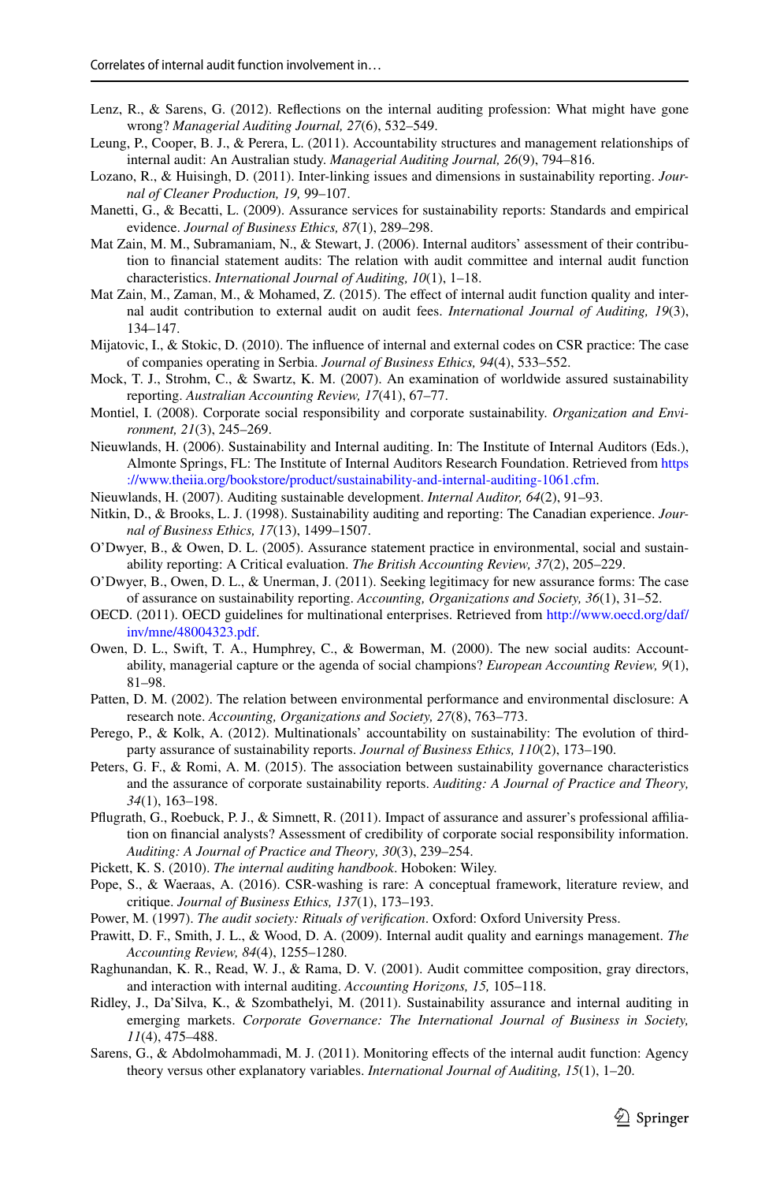Lenz, R., & Sarens, G. (2012). Reflections on the internal auditing profession: What might have gone wrong? *Managerial Auditing Journal, 27*(6), 532–549.

Leung, P., Cooper, B. J., & Perera, L. (2011). Accountability structures and management relationships of internal audit: An Australian study. *Managerial Auditing Journal, 26*(9), 794–816.

Lozano, R., & Huisingh, D. (2011). Inter-linking issues and dimensions in sustainability reporting. *Journal of Cleaner Production, 19,* 99–107.

Manetti, G., & Becatti, L. (2009). Assurance services for sustainability reports: Standards and empirical evidence. *Journal of Business Ethics, 87*(1), 289–298.

Mat Zain, M. M., Subramaniam, N., & Stewart, J. (2006). Internal auditors' assessment of their contribution to financial statement audits: The relation with audit committee and internal audit function characteristics. *International Journal of Auditing, 10*(1), 1–18.

Mat Zain, M., Zaman, M., & Mohamed, Z. (2015). The effect of internal audit function quality and internal audit contribution to external audit on audit fees. *International Journal of Auditing, 19*(3), 134–147.

Mijatovic, I., & Stokic, D. (2010). The influence of internal and external codes on CSR practice: The case of companies operating in Serbia. *Journal of Business Ethics, 94*(4), 533–552.

Mock, T. J., Strohm, C., & Swartz, K. M. (2007). An examination of worldwide assured sustainability reporting. *Australian Accounting Review, 17*(41), 67–77.

Montiel, I. (2008). Corporate social responsibility and corporate sustainability. *Organization and Environment, 21*(3), 245–269.

Nieuwlands, H. (2006). Sustainability and Internal auditing. In: The Institute of Internal Auditors (Eds.), Almonte Springs, FL: The Institute of Internal Auditors Research Foundation. Retrieved from https://www.theiia.org/bookstore/product/sustainability-and-internal-auditing-1061.cfm.

Nieuwlands, H. (2007). Auditing sustainable development. *Internal Auditor, 64*(2), 91–93.

Nitkin, D., & Brooks, L. J. (1998). Sustainability auditing and reporting: The Canadian experience. *Journal of Business Ethics, 17*(13), 1499–1507.

O'Dwyer, B., & Owen, D. L. (2005). Assurance statement practice in environmental, social and sustainability reporting: A Critical evaluation. *The British Accounting Review, 37*(2), 205–229.

O'Dwyer, B., Owen, D. L., & Unerman, J. (2011). Seeking legitimacy for new assurance forms: The case of assurance on sustainability reporting. *Accounting, Organizations and Society, 36*(1), 31–52.

OECD. (2011). OECD guidelines for multinational enterprises. Retrieved from http://www.oecd.org/daf/inv/mne/48004323.pdf.

Owen, D. L., Swift, T. A., Humphrey, C., & Bowerman, M. (2000). The new social audits: Accountability, managerial capture or the agenda of social champions? *European Accounting Review, 9*(1), 81–98.

Patten, D. M. (2002). The relation between environmental performance and environmental disclosure: A research note. *Accounting, Organizations and Society, 27*(8), 763–773.

Perego, P., & Kolk, A. (2012). Multinationals' accountability on sustainability: The evolution of third-party assurance of sustainability reports. *Journal of Business Ethics, 110*(2), 173–190.

Peters, G. F., & Romi, A. M. (2015). The association between sustainability governance characteristics and the assurance of corporate sustainability reports. *Auditing: A Journal of Practice and Theory, 34*(1), 163–198.

Pflugrath, G., Roebuck, P. J., & Simnett, R. (2011). Impact of assurance and assurer's professional affiliation on financial analysts? Assessment of credibility of corporate social responsibility information. *Auditing: A Journal of Practice and Theory, 30*(3), 239–254.

Pickett, K. S. (2010). *The internal auditing handbook*. Hoboken: Wiley.

Pope, S., & Waeraas, A. (2016). CSR-washing is rare: A conceptual framework, literature review, and critique. *Journal of Business Ethics, 137*(1), 173–193.

Power, M. (1997). *The audit society: Rituals of verification*. Oxford: Oxford University Press.

Prawitt, D. F., Smith, J. L., & Wood, D. A. (2009). Internal audit quality and earnings management. *The Accounting Review, 84*(4), 1255–1280.

Raghunandan, K. R., Read, W. J., & Rama, D. V. (2001). Audit committee composition, gray directors, and interaction with internal auditing. *Accounting Horizons, 15,* 105–118.

Ridley, J., Da'Silva, K., & Szombathelyi, M. (2011). Sustainability assurance and internal auditing in emerging markets. *Corporate Governance: The International Journal of Business in Society, 11*(4), 475–488.

Sarens, G., & Abdolmohammadi, M. J. (2011). Monitoring effects of the internal audit function: Agency theory versus other explanatory variables. *International Journal of Auditing, 15*(1), 1–20.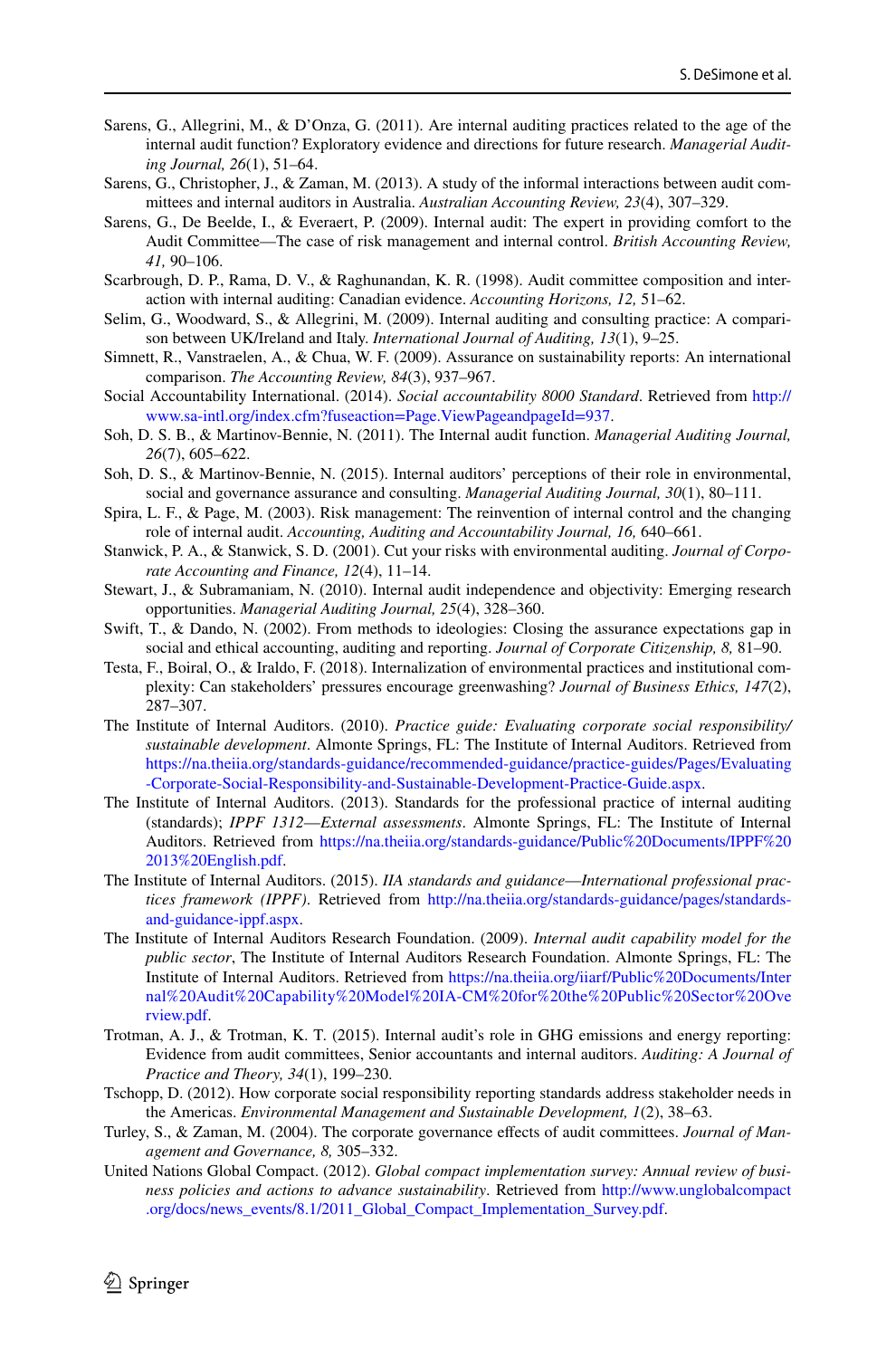Sarens, G., Allegrini, M., & D'Onza, G. (2011). Are internal auditing practices related to the age of the internal audit function? Exploratory evidence and directions for future research. *Managerial Auditing Journal, 26*(1), 51–64.

Sarens, G., Christopher, J., & Zaman, M. (2013). A study of the informal interactions between audit committees and internal auditors in Australia. *Australian Accounting Review, 23*(4), 307–329.

Sarens, G., De Beelde, I., & Everaert, P. (2009). Internal audit: The expert in providing comfort to the Audit Committee—The case of risk management and internal control. *British Accounting Review, 41,* 90–106.

Scarbrough, D. P., Rama, D. V., & Raghunandan, K. R. (1998). Audit committee composition and interaction with internal auditing: Canadian evidence. *Accounting Horizons, 12,* 51–62.

Selim, G., Woodward, S., & Allegrini, M. (2009). Internal auditing and consulting practice: A comparison between UK/Ireland and Italy. *International Journal of Auditing, 13*(1), 9–25.

Simnett, R., Vanstraelen, A., & Chua, W. F. (2009). Assurance on sustainability reports: An international comparison. *The Accounting Review, 84*(3), 937–967.

Social Accountability International. (2014). *Social accountability 8000 Standard*. Retrieved from http://www.sa-intl.org/index.cfm?fuseaction=Page.ViewPageandpageId=937.

Soh, D. S. B., & Martinov-Bennie, N. (2011). The Internal audit function. *Managerial Auditing Journal, 26*(7), 605–622.

Soh, D. S., & Martinov-Bennie, N. (2015). Internal auditors' perceptions of their role in environmental, social and governance assurance and consulting. *Managerial Auditing Journal, 30*(1), 80–111.

Spira, L. F., & Page, M. (2003). Risk management: The reinvention of internal control and the changing role of internal audit. *Accounting, Auditing and Accountability Journal, 16,* 640–661.

Stanwick, P. A., & Stanwick, S. D. (2001). Cut your risks with environmental auditing. *Journal of Corporate Accounting and Finance, 12*(4), 11–14.

Stewart, J., & Subramaniam, N. (2010). Internal audit independence and objectivity: Emerging research opportunities. *Managerial Auditing Journal, 25*(4), 328–360.

Swift, T., & Dando, N. (2002). From methods to ideologies: Closing the assurance expectations gap in social and ethical accounting, auditing and reporting. *Journal of Corporate Citizenship, 8,* 81–90.

Testa, F., Boiral, O., & Iraldo, F. (2018). Internalization of environmental practices and institutional complexity: Can stakeholders' pressures encourage greenwashing? *Journal of Business Ethics, 147*(2), 287–307.

The Institute of Internal Auditors. (2010). *Practice guide: Evaluating corporate social responsibility/sustainable development*. Almonte Springs, FL: The Institute of Internal Auditors. Retrieved from https://na.theiia.org/standards-guidance/recommended-guidance/practice-guides/Pages/Evaluating-Corporate-Social-Responsibility-and-Sustainable-Development-Practice-Guide.aspx.

The Institute of Internal Auditors. (2013). Standards for the professional practice of internal auditing (standards); *IPPF 1312—External assessments*. Almonte Springs, FL: The Institute of Internal Auditors. Retrieved from https://na.theiia.org/standards-guidance/Public%20Documents/IPPF%202013%20English.pdf.

The Institute of Internal Auditors. (2015). *IIA standards and guidance—International professional practices framework (IPPF)*. Retrieved from http://na.theiia.org/standards-guidance/pages/standards-and-guidance-ippf.aspx.

The Institute of Internal Auditors Research Foundation. (2009). *Internal audit capability model for the public sector*, The Institute of Internal Auditors Research Foundation. Almonte Springs, FL: The Institute of Internal Auditors. Retrieved from https://na.theiia.org/iiarf/Public%20Documents/Internal%20Audit%20Capability%20Model%20IA-CM%20for%20the%20Public%20Sector%20Overview.pdf.

Trotman, A. J., & Trotman, K. T. (2015). Internal audit's role in GHG emissions and energy reporting: Evidence from audit committees, Senior accountants and internal auditors. *Auditing: A Journal of Practice and Theory, 34*(1), 199–230.

Tschopp, D. (2012). How corporate social responsibility reporting standards address stakeholder needs in the Americas. *Environmental Management and Sustainable Development, 1*(2), 38–63.

Turley, S., & Zaman, M. (2004). The corporate governance effects of audit committees. *Journal of Management and Governance, 8,* 305–332.

United Nations Global Compact. (2012). *Global compact implementation survey: Annual review of business policies and actions to advance sustainability*. Retrieved from http://www.unglobalcompact.org/docs/news_events/8.1/2011_Global_Compact_Implementation_Survey.pdf.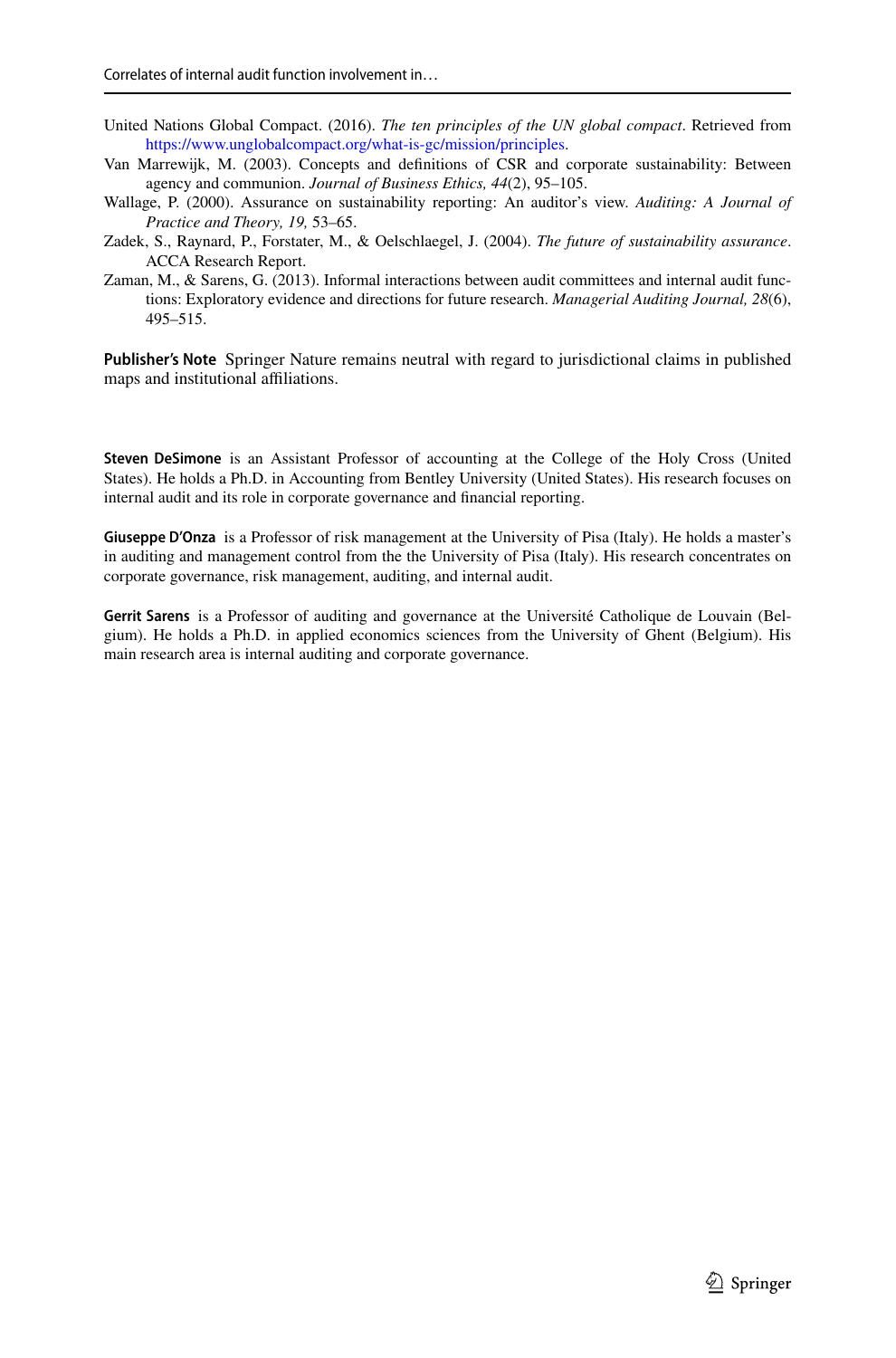United Nations Global Compact. (2016). *The ten principles of the UN global compact*. Retrieved from https://www.unglobalcompact.org/what-is-gc/mission/principles.

Van Marrewijk, M. (2003). Concepts and definitions of CSR and corporate sustainability: Between agency and communion. *Journal of Business Ethics, 44*(2), 95–105.

Wallage, P. (2000). Assurance on sustainability reporting: An auditor's view. *Auditing: A Journal of Practice and Theory, 19,* 53–65.

Zadek, S., Raynard, P., Forstater, M., & Oelschlaegel, J. (2004). *The future of sustainability assurance*. ACCA Research Report.

Zaman, M., & Sarens, G. (2013). Informal interactions between audit committees and internal audit functions: Exploratory evidence and directions for future research. *Managerial Auditing Journal, 28*(6), 495–515.

**Publisher's Note** Springer Nature remains neutral with regard to jurisdictional claims in published maps and institutional affiliations.

**Steven DeSimone** is an Assistant Professor of accounting at the College of the Holy Cross (United States). He holds a Ph.D. in Accounting from Bentley University (United States). His research focuses on internal audit and its role in corporate governance and financial reporting.

**Giuseppe D'Onza** is a Professor of risk management at the University of Pisa (Italy). He holds a master's in auditing and management control from the the University of Pisa (Italy). His research concentrates on corporate governance, risk management, auditing, and internal audit.

**Gerrit Sarens** is a Professor of auditing and governance at the Université Catholique de Louvain (Belgium). He holds a Ph.D. in applied economics sciences from the University of Ghent (Belgium). His main research area is internal auditing and corporate governance.